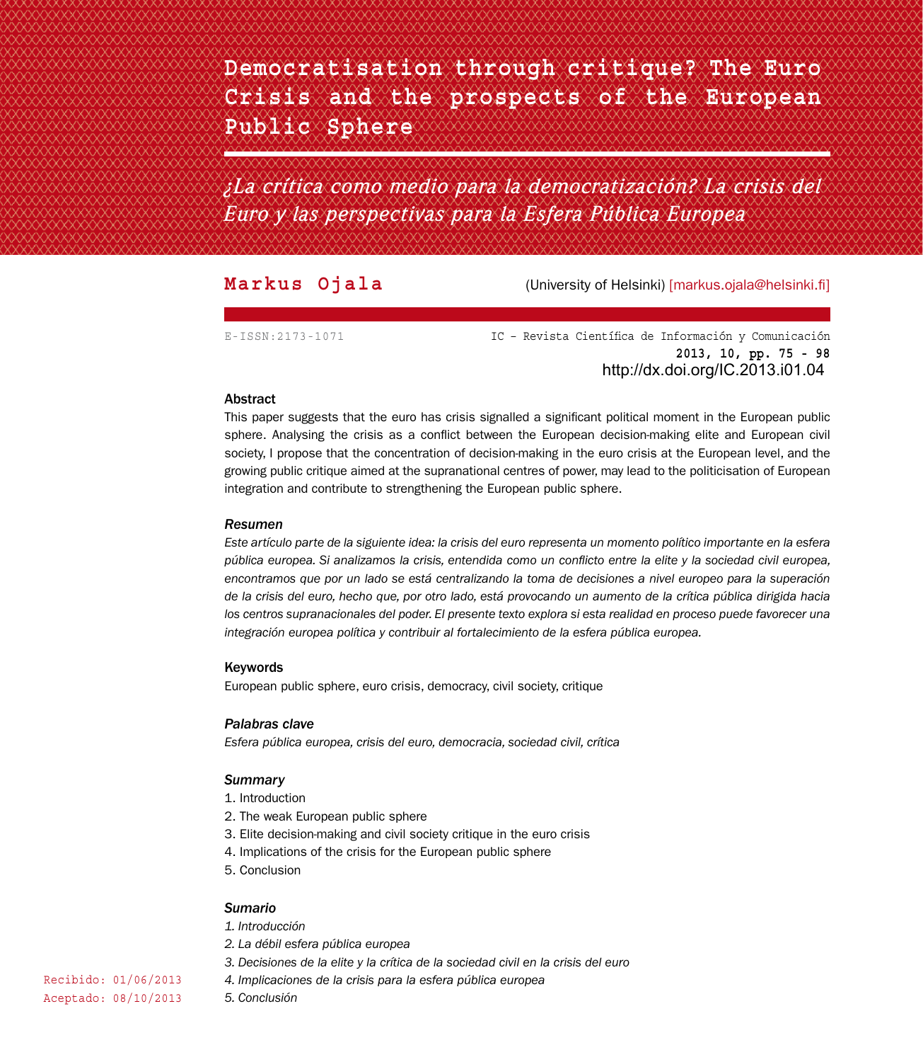# Democratisation through critique? The Euro Crisis and the prospects of the European Public Sphere

## *¿La crítica como medio para la democratización? La crisis del Euro y las perspectivas para la Esfera Pública Europea*

**Markus Ojala** (University of Helsinki) [markus.ojala@helsinki.fi]

E-ISSN:2173-1071

IC – Revista Científica de Información y Comunicación
**2013, 10, pp. 75 - 98**
http://dx.doi.org/IC.2013.i01.04

### Abstract

This paper suggests that the euro has crisis signalled a significant political moment in the European public sphere. Analysing the crisis as a conflict between the European decision-making elite and European civil society, I propose that the concentration of decision-making in the euro crisis at the European level, and the growing public critique aimed at the supranational centres of power, may lead to the politicisation of European integration and contribute to strengthening the European public sphere.

### *Resumen*

*Este artículo parte de la siguiente idea: la crisis del euro representa un momento político importante en la esfera pública europea. Si analizamos la crisis, entendida como un conflicto entre la elite y la sociedad civil europea, encontramos que por un lado se está centralizando la toma de decisiones a nivel europeo para la superación de la crisis del euro, hecho que, por otro lado, está provocando un aumento de la crítica pública dirigida hacia los centros supranacionales del poder. El presente texto explora si esta realidad en proceso puede favorecer una integración europea política y contribuir al fortalecimiento de la esfera pública europea.*

### Keywords

European public sphere, euro crisis, democracy, civil society, critique

### *Palabras clave*

*Esfera pública europea, crisis del euro, democracia, sociedad civil, crítica*

### *Summary*

1. Introduction
2. The weak European public sphere
3. Elite decision-making and civil society critique in the euro crisis
4. Implications of the crisis for the European public sphere
5. Conclusion

### *Sumario*

*1. Introducción*
*2. La débil esfera pública europea*
*3. Decisiones de la elite y la crítica de la sociedad civil en la crisis del euro*
*4. Implicaciones de la crisis para la esfera pública europea*
*5. Conclusión*

Recibido: 01/06/2013
Aceptado: 08/10/2013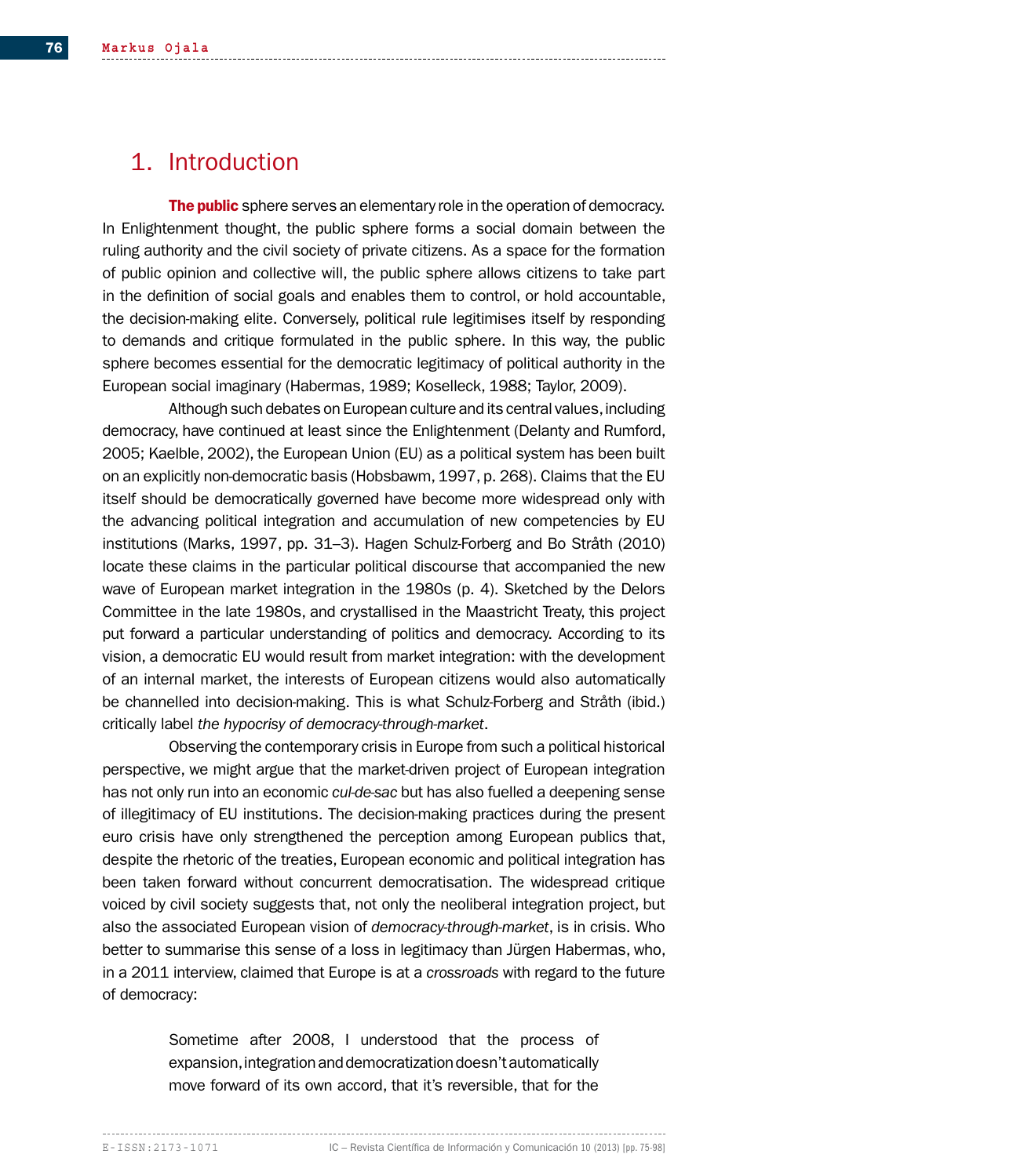## 1. Introduction

**The public** sphere serves an elementary role in the operation of democracy. In Enlightenment thought, the public sphere forms a social domain between the ruling authority and the civil society of private citizens. As a space for the formation of public opinion and collective will, the public sphere allows citizens to take part in the definition of social goals and enables them to control, or hold accountable, the decision-making elite. Conversely, political rule legitimises itself by responding to demands and critique formulated in the public sphere. In this way, the public sphere becomes essential for the democratic legitimacy of political authority in the European social imaginary (Habermas, 1989; Koselleck, 1988; Taylor, 2009).

Although such debates on European culture and its central values, including democracy, have continued at least since the Enlightenment (Delanty and Rumford, 2005; Kaelble, 2002), the European Union (EU) as a political system has been built on an explicitly non-democratic basis (Hobsbawm, 1997, p. 268). Claims that the EU itself should be democratically governed have become more widespread only with the advancing political integration and accumulation of new competencies by EU institutions (Marks, 1997, pp. 31–3). Hagen Schulz-Forberg and Bo Stråth (2010) locate these claims in the particular political discourse that accompanied the new wave of European market integration in the 1980s (p. 4). Sketched by the Delors Committee in the late 1980s, and crystallised in the Maastricht Treaty, this project put forward a particular understanding of politics and democracy. According to its vision, a democratic EU would result from market integration: with the development of an internal market, the interests of European citizens would also automatically be channelled into decision-making. This is what Schulz-Forberg and Stråth (ibid.) critically label *the hypocrisy of democracy-through-market*.

Observing the contemporary crisis in Europe from such a political historical perspective, we might argue that the market-driven project of European integration has not only run into an economic *cul-de-sac* but has also fuelled a deepening sense of illegitimacy of EU institutions. The decision-making practices during the present euro crisis have only strengthened the perception among European publics that, despite the rhetoric of the treaties, European economic and political integration has been taken forward without concurrent democratisation. The widespread critique voiced by civil society suggests that, not only the neoliberal integration project, but also the associated European vision of *democracy-through-market*, is in crisis. Who better to summarise this sense of a loss in legitimacy than Jürgen Habermas, who, in a 2011 interview, claimed that Europe is at a *crossroads* with regard to the future of democracy:

> Sometime after 2008, I understood that the process of expansion, integration and democratization doesn't automatically move forward of its own accord, that it's reversible, that for the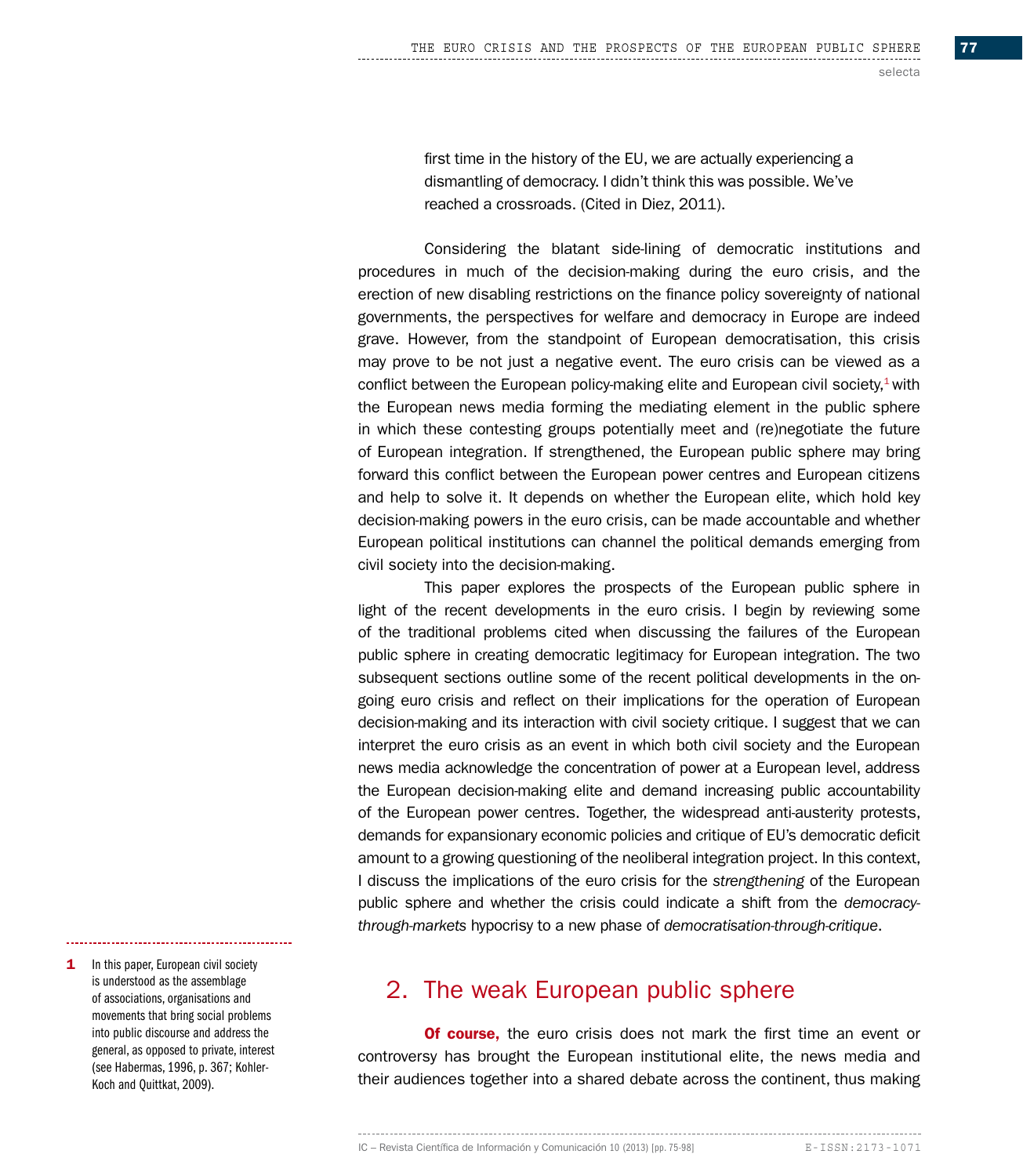> first time in the history of the EU, we are actually experiencing a dismantling of democracy. I didn't think this was possible. We've reached a crossroads. (Cited in Diez, 2011).

Considering the blatant side-lining of democratic institutions and procedures in much of the decision-making during the euro crisis, and the erection of new disabling restrictions on the finance policy sovereignty of national governments, the perspectives for welfare and democracy in Europe are indeed grave. However, from the standpoint of European democratisation, this crisis may prove to be not just a negative event. The euro crisis can be viewed as a conflict between the European policy-making elite and European civil society,[1] with the European news media forming the mediating element in the public sphere in which these contesting groups potentially meet and (re)negotiate the future of European integration. If strengthened, the European public sphere may bring forward this conflict between the European power centres and European citizens and help to solve it. It depends on whether the European elite, which hold key decision-making powers in the euro crisis, can be made accountable and whether European political institutions can channel the political demands emerging from civil society into the decision-making.

This paper explores the prospects of the European public sphere in light of the recent developments in the euro crisis. I begin by reviewing some of the traditional problems cited when discussing the failures of the European public sphere in creating democratic legitimacy for European integration. The two subsequent sections outline some of the recent political developments in the on-going euro crisis and reflect on their implications for the operation of European decision-making and its interaction with civil society critique. I suggest that we can interpret the euro crisis as an event in which both civil society and the European news media acknowledge the concentration of power at a European level, address the European decision-making elite and demand increasing public accountability of the European power centres. Together, the widespread anti-austerity protests, demands for expansionary economic policies and critique of EU's democratic deficit amount to a growing questioning of the neoliberal integration project. In this context, I discuss the implications of the euro crisis for the *strengthening* of the European public sphere and whether the crisis could indicate a shift from the *democracy-through-markets* hypocrisy to a new phase of *democratisation-through-critique*.

## 2. The weak European public sphere

**Of course,** the euro crisis does not mark the first time an event or controversy has brought the European institutional elite, the news media and their audiences together into a shared debate across the continent, thus making

---

1 In this paper, European civil society is understood as the assemblage of associations, organisations and movements that bring social problems into public discourse and address the general, as opposed to private, interest (see Habermas, 1996, p. 367; Kohler-Koch and Quittkat, 2009).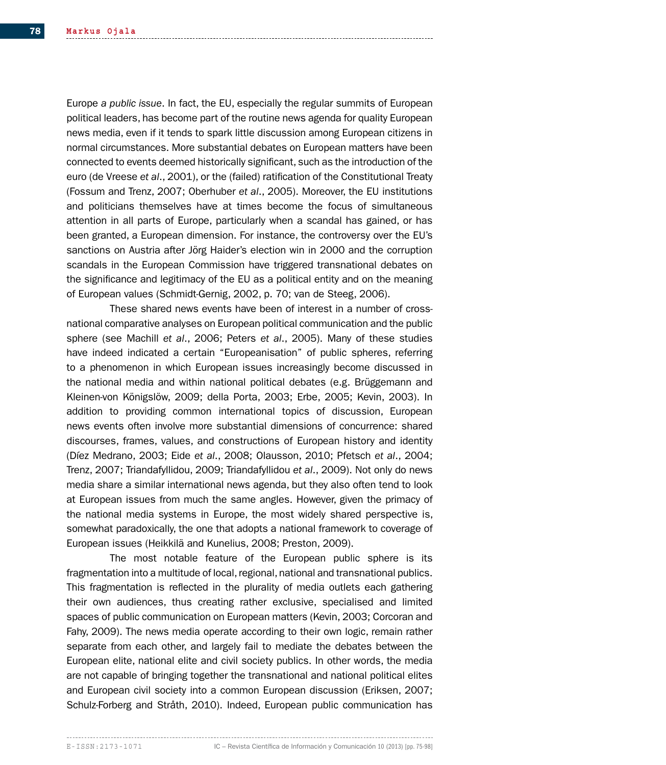Europe *a public issue*. In fact, the EU, especially the regular summits of European political leaders, has become part of the routine news agenda for quality European news media, even if it tends to spark little discussion among European citizens in normal circumstances. More substantial debates on European matters have been connected to events deemed historically significant, such as the introduction of the euro (de Vreese *et al*., 2001), or the (failed) ratification of the Constitutional Treaty (Fossum and Trenz, 2007; Oberhuber *et al*., 2005). Moreover, the EU institutions and politicians themselves have at times become the focus of simultaneous attention in all parts of Europe, particularly when a scandal has gained, or has been granted, a European dimension. For instance, the controversy over the EU's sanctions on Austria after Jörg Haider's election win in 2000 and the corruption scandals in the European Commission have triggered transnational debates on the significance and legitimacy of the EU as a political entity and on the meaning of European values (Schmidt-Gernig, 2002, p. 70; van de Steeg, 2006).

These shared news events have been of interest in a number of cross-national comparative analyses on European political communication and the public sphere (see Machill *et al*., 2006; Peters *et al*., 2005). Many of these studies have indeed indicated a certain "Europeanisation" of public spheres, referring to a phenomenon in which European issues increasingly become discussed in the national media and within national political debates (e.g. Brüggemann and Kleinen-von Königslöw, 2009; della Porta, 2003; Erbe, 2005; Kevin, 2003). In addition to providing common international topics of discussion, European news events often involve more substantial dimensions of concurrence: shared discourses, frames, values, and constructions of European history and identity (Díez Medrano, 2003; Eide *et al*., 2008; Olausson, 2010; Pfetsch *et al*., 2004; Trenz, 2007; Triandafyllidou, 2009; Triandafyllidou *et al*., 2009). Not only do news media share a similar international news agenda, but they also often tend to look at European issues from much the same angles. However, given the primacy of the national media systems in Europe, the most widely shared perspective is, somewhat paradoxically, the one that adopts a national framework to coverage of European issues (Heikkilä and Kunelius, 2008; Preston, 2009).

The most notable feature of the European public sphere is its fragmentation into a multitude of local, regional, national and transnational publics. This fragmentation is reflected in the plurality of media outlets each gathering their own audiences, thus creating rather exclusive, specialised and limited spaces of public communication on European matters (Kevin, 2003; Corcoran and Fahy, 2009). The news media operate according to their own logic, remain rather separate from each other, and largely fail to mediate the debates between the European elite, national elite and civil society publics. In other words, the media are not capable of bringing together the transnational and national political elites and European civil society into a common European discussion (Eriksen, 2007; Schulz-Forberg and Stråth, 2010). Indeed, European public communication has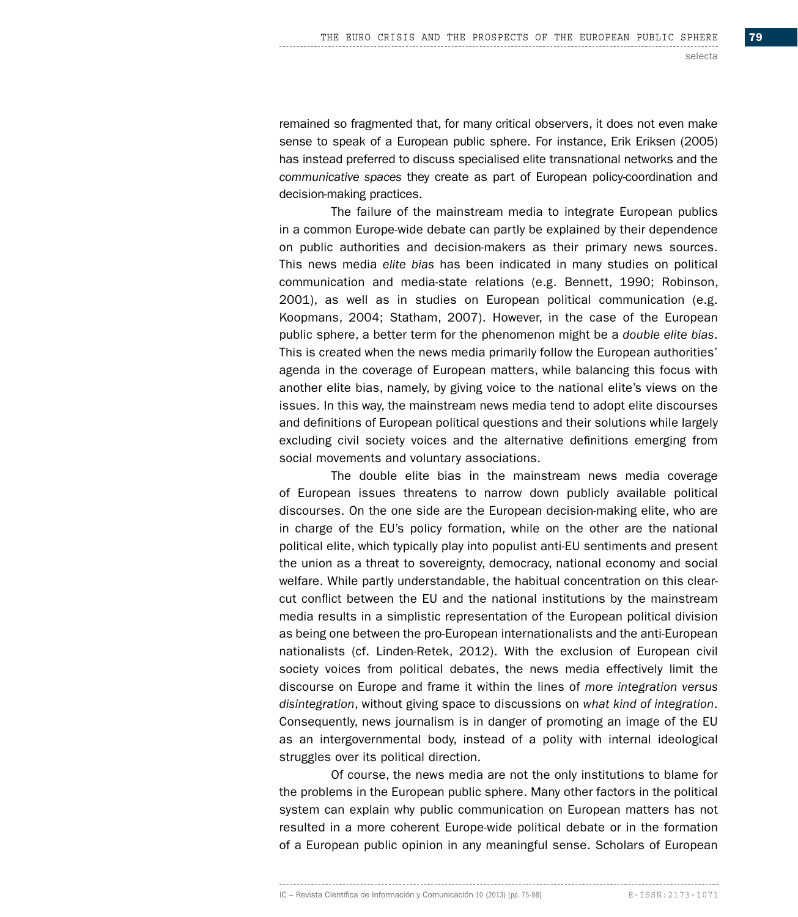remained so fragmented that, for many critical observers, it does not even make sense to speak of a European public sphere. For instance, Erik Eriksen (2005) has instead preferred to discuss specialised elite transnational networks and the *communicative spaces* they create as part of European policy-coordination and decision-making practices.

The failure of the mainstream media to integrate European publics in a common Europe-wide debate can partly be explained by their dependence on public authorities and decision-makers as their primary news sources. This news media *elite bias* has been indicated in many studies on political communication and media-state relations (e.g. Bennett, 1990; Robinson, 2001), as well as in studies on European political communication (e.g. Koopmans, 2004; Statham, 2007). However, in the case of the European public sphere, a better term for the phenomenon might be a *double elite bias*. This is created when the news media primarily follow the European authorities' agenda in the coverage of European matters, while balancing this focus with another elite bias, namely, by giving voice to the national elite's views on the issues. In this way, the mainstream news media tend to adopt elite discourses and definitions of European political questions and their solutions while largely excluding civil society voices and the alternative definitions emerging from social movements and voluntary associations.

The double elite bias in the mainstream news media coverage of European issues threatens to narrow down publicly available political discourses. On the one side are the European decision-making elite, who are in charge of the EU's policy formation, while on the other are the national political elite, which typically play into populist anti-EU sentiments and present the union as a threat to sovereignty, democracy, national economy and social welfare. While partly understandable, the habitual concentration on this clear-cut conflict between the EU and the national institutions by the mainstream media results in a simplistic representation of the European political division as being one between the pro-European internationalists and the anti-European nationalists (cf. Linden-Retek, 2012). With the exclusion of European civil society voices from political debates, the news media effectively limit the discourse on Europe and frame it within the lines of *more integration versus disintegration*, without giving space to discussions on *what kind of integration*. Consequently, news journalism is in danger of promoting an image of the EU as an intergovernmental body, instead of a polity with internal ideological struggles over its political direction.

Of course, the news media are not the only institutions to blame for the problems in the European public sphere. Many other factors in the political system can explain why public communication on European matters has not resulted in a more coherent Europe-wide political debate or in the formation of a European public opinion in any meaningful sense. Scholars of European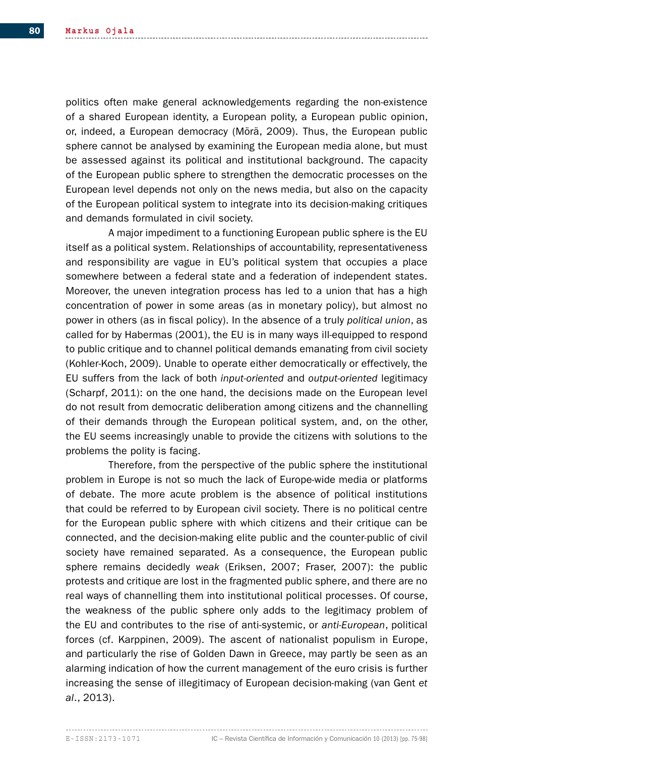politics often make general acknowledgements regarding the non-existence of a shared European identity, a European polity, a European public opinion, or, indeed, a European democracy (Mörä, 2009). Thus, the European public sphere cannot be analysed by examining the European media alone, but must be assessed against its political and institutional background. The capacity of the European public sphere to strengthen the democratic processes on the European level depends not only on the news media, but also on the capacity of the European political system to integrate into its decision-making critiques and demands formulated in civil society.

A major impediment to a functioning European public sphere is the EU itself as a political system. Relationships of accountability, representativeness and responsibility are vague in EU's political system that occupies a place somewhere between a federal state and a federation of independent states. Moreover, the uneven integration process has led to a union that has a high concentration of power in some areas (as in monetary policy), but almost no power in others (as in fiscal policy). In the absence of a truly *political union*, as called for by Habermas (2001), the EU is in many ways ill-equipped to respond to public critique and to channel political demands emanating from civil society (Kohler-Koch, 2009). Unable to operate either democratically or effectively, the EU suffers from the lack of both *input-oriented* and *output-oriented* legitimacy (Scharpf, 2011): on the one hand, the decisions made on the European level do not result from democratic deliberation among citizens and the channelling of their demands through the European political system, and, on the other, the EU seems increasingly unable to provide the citizens with solutions to the problems the polity is facing.

Therefore, from the perspective of the public sphere the institutional problem in Europe is not so much the lack of Europe-wide media or platforms of debate. The more acute problem is the absence of political institutions that could be referred to by European civil society. There is no political centre for the European public sphere with which citizens and their critique can be connected, and the decision-making elite public and the counter-public of civil society have remained separated. As a consequence, the European public sphere remains decidedly *weak* (Eriksen, 2007; Fraser, 2007): the public protests and critique are lost in the fragmented public sphere, and there are no real ways of channelling them into institutional political processes. Of course, the weakness of the public sphere only adds to the legitimacy problem of the EU and contributes to the rise of anti-systemic, or *anti-European*, political forces (cf. Karppinen, 2009). The ascent of nationalist populism in Europe, and particularly the rise of Golden Dawn in Greece, may partly be seen as an alarming indication of how the current management of the euro crisis is further increasing the sense of illegitimacy of European decision-making (van Gent *et al.*, 2013).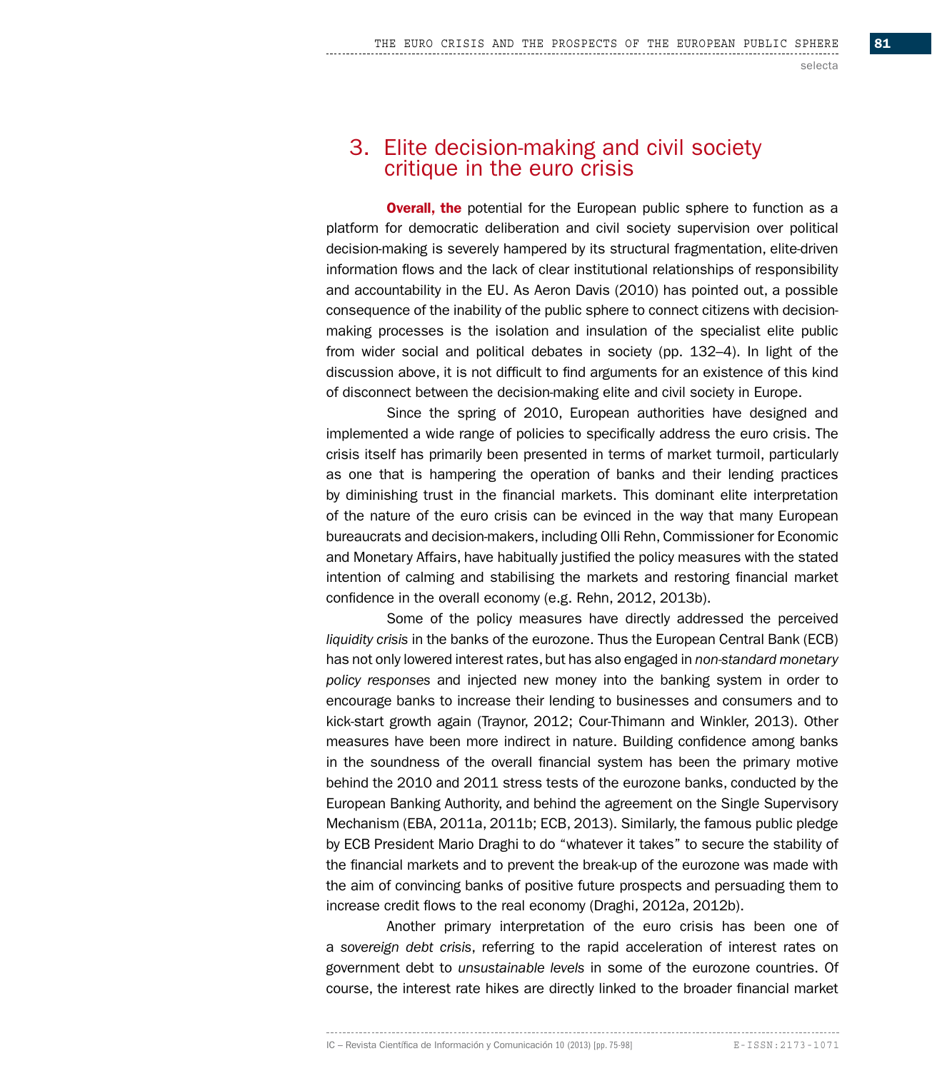## 3. Elite decision-making and civil society critique in the euro crisis

**Overall, the** potential for the European public sphere to function as a platform for democratic deliberation and civil society supervision over political decision-making is severely hampered by its structural fragmentation, elite-driven information flows and the lack of clear institutional relationships of responsibility and accountability in the EU. As Aeron Davis (2010) has pointed out, a possible consequence of the inability of the public sphere to connect citizens with decision-making processes is the isolation and insulation of the specialist elite public from wider social and political debates in society (pp. 132–4). In light of the discussion above, it is not difficult to find arguments for an existence of this kind of disconnect between the decision-making elite and civil society in Europe.

Since the spring of 2010, European authorities have designed and implemented a wide range of policies to specifically address the euro crisis. The crisis itself has primarily been presented in terms of market turmoil, particularly as one that is hampering the operation of banks and their lending practices by diminishing trust in the financial markets. This dominant elite interpretation of the nature of the euro crisis can be evinced in the way that many European bureaucrats and decision-makers, including Olli Rehn, Commissioner for Economic and Monetary Affairs, have habitually justified the policy measures with the stated intention of calming and stabilising the markets and restoring financial market confidence in the overall economy (e.g. Rehn, 2012, 2013b).

Some of the policy measures have directly addressed the perceived *liquidity crisis* in the banks of the eurozone. Thus the European Central Bank (ECB) has not only lowered interest rates, but has also engaged in *non-standard monetary policy responses* and injected new money into the banking system in order to encourage banks to increase their lending to businesses and consumers and to kick-start growth again (Traynor, 2012; Cour-Thimann and Winkler, 2013). Other measures have been more indirect in nature. Building confidence among banks in the soundness of the overall financial system has been the primary motive behind the 2010 and 2011 stress tests of the eurozone banks, conducted by the European Banking Authority, and behind the agreement on the Single Supervisory Mechanism (EBA, 2011a, 2011b; ECB, 2013). Similarly, the famous public pledge by ECB President Mario Draghi to do "whatever it takes" to secure the stability of the financial markets and to prevent the break-up of the eurozone was made with the aim of convincing banks of positive future prospects and persuading them to increase credit flows to the real economy (Draghi, 2012a, 2012b).

Another primary interpretation of the euro crisis has been one of a *sovereign debt crisis*, referring to the rapid acceleration of interest rates on government debt to *unsustainable levels* in some of the eurozone countries. Of course, the interest rate hikes are directly linked to the broader financial market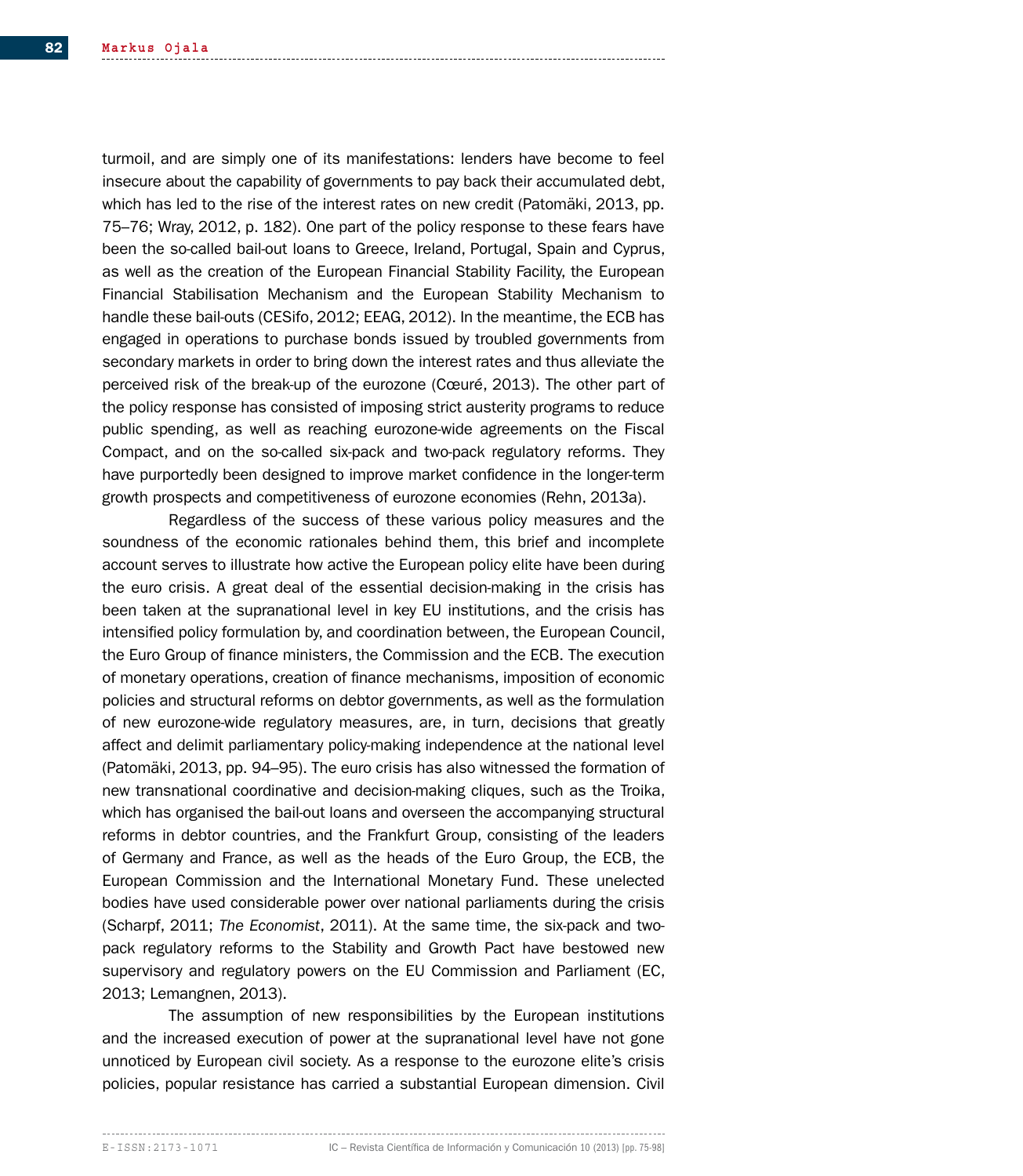turmoil, and are simply one of its manifestations: lenders have become to feel insecure about the capability of governments to pay back their accumulated debt, which has led to the rise of the interest rates on new credit (Patomäki, 2013, pp. 75–76; Wray, 2012, p. 182). One part of the policy response to these fears have been the so-called bail-out loans to Greece, Ireland, Portugal, Spain and Cyprus, as well as the creation of the European Financial Stability Facility, the European Financial Stabilisation Mechanism and the European Stability Mechanism to handle these bail-outs (CESifo, 2012; EEAG, 2012). In the meantime, the ECB has engaged in operations to purchase bonds issued by troubled governments from secondary markets in order to bring down the interest rates and thus alleviate the perceived risk of the break-up of the eurozone (Cœuré, 2013). The other part of the policy response has consisted of imposing strict austerity programs to reduce public spending, as well as reaching eurozone-wide agreements on the Fiscal Compact, and on the so-called six-pack and two-pack regulatory reforms. They have purportedly been designed to improve market confidence in the longer-term growth prospects and competitiveness of eurozone economies (Rehn, 2013a).

Regardless of the success of these various policy measures and the soundness of the economic rationales behind them, this brief and incomplete account serves to illustrate how active the European policy elite have been during the euro crisis. A great deal of the essential decision-making in the crisis has been taken at the supranational level in key EU institutions, and the crisis has intensified policy formulation by, and coordination between, the European Council, the Euro Group of finance ministers, the Commission and the ECB. The execution of monetary operations, creation of finance mechanisms, imposition of economic policies and structural reforms on debtor governments, as well as the formulation of new eurozone-wide regulatory measures, are, in turn, decisions that greatly affect and delimit parliamentary policy-making independence at the national level (Patomäki, 2013, pp. 94–95). The euro crisis has also witnessed the formation of new transnational coordinative and decision-making cliques, such as the Troika, which has organised the bail-out loans and overseen the accompanying structural reforms in debtor countries, and the Frankfurt Group, consisting of the leaders of Germany and France, as well as the heads of the Euro Group, the ECB, the European Commission and the International Monetary Fund. These unelected bodies have used considerable power over national parliaments during the crisis (Scharpf, 2011; *The Economist*, 2011). At the same time, the six-pack and two-pack regulatory reforms to the Stability and Growth Pact have bestowed new supervisory and regulatory powers on the EU Commission and Parliament (EC, 2013; Lemangnen, 2013).

The assumption of new responsibilities by the European institutions and the increased execution of power at the supranational level have not gone unnoticed by European civil society. As a response to the eurozone elite's crisis policies, popular resistance has carried a substantial European dimension. Civil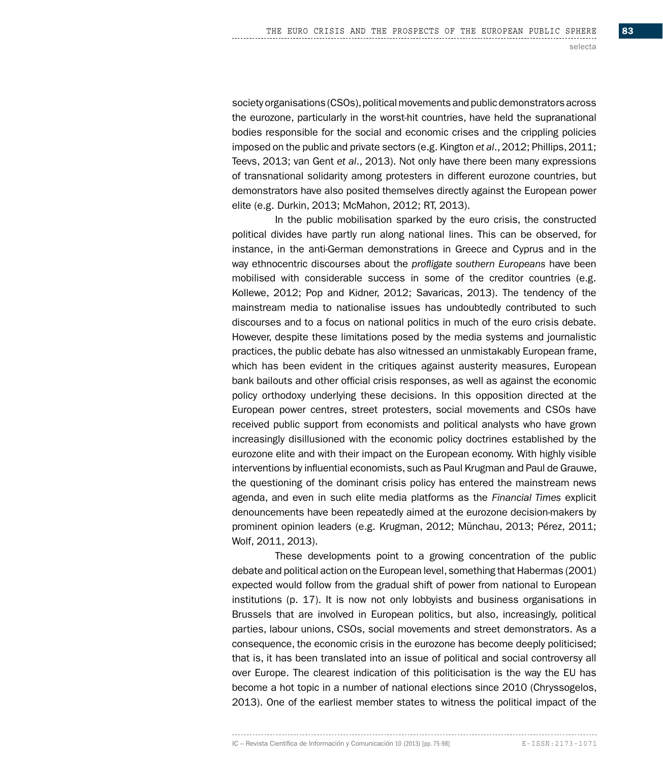society organisations (CSOs), political movements and public demonstrators across the eurozone, particularly in the worst-hit countries, have held the supranational bodies responsible for the social and economic crises and the crippling policies imposed on the public and private sectors (e.g. Kington *et al*., 2012; Phillips, 2011; Teevs, 2013; van Gent *et al*., 2013). Not only have there been many expressions of transnational solidarity among protesters in different eurozone countries, but demonstrators have also posited themselves directly against the European power elite (e.g. Durkin, 2013; McMahon, 2012; RT, 2013).

In the public mobilisation sparked by the euro crisis, the constructed political divides have partly run along national lines. This can be observed, for instance, in the anti-German demonstrations in Greece and Cyprus and in the way ethnocentric discourses about the *profligate southern Europeans* have been mobilised with considerable success in some of the creditor countries (e.g. Kollewe, 2012; Pop and Kidner, 2012; Savaricas, 2013). The tendency of the mainstream media to nationalise issues has undoubtedly contributed to such discourses and to a focus on national politics in much of the euro crisis debate. However, despite these limitations posed by the media systems and journalistic practices, the public debate has also witnessed an unmistakably European frame, which has been evident in the critiques against austerity measures, European bank bailouts and other official crisis responses, as well as against the economic policy orthodoxy underlying these decisions. In this opposition directed at the European power centres, street protesters, social movements and CSOs have received public support from economists and political analysts who have grown increasingly disillusioned with the economic policy doctrines established by the eurozone elite and with their impact on the European economy. With highly visible interventions by influential economists, such as Paul Krugman and Paul de Grauwe, the questioning of the dominant crisis policy has entered the mainstream news agenda, and even in such elite media platforms as the *Financial Times* explicit denouncements have been repeatedly aimed at the eurozone decision-makers by prominent opinion leaders (e.g. Krugman, 2012; Münchau, 2013; Pérez, 2011; Wolf, 2011, 2013).

These developments point to a growing concentration of the public debate and political action on the European level, something that Habermas (2001) expected would follow from the gradual shift of power from national to European institutions (p. 17). It is now not only lobbyists and business organisations in Brussels that are involved in European politics, but also, increasingly, political parties, labour unions, CSOs, social movements and street demonstrators. As a consequence, the economic crisis in the eurozone has become deeply politicised; that is, it has been translated into an issue of political and social controversy all over Europe. The clearest indication of this politicisation is the way the EU has become a hot topic in a number of national elections since 2010 (Chryssogelos, 2013). One of the earliest member states to witness the political impact of the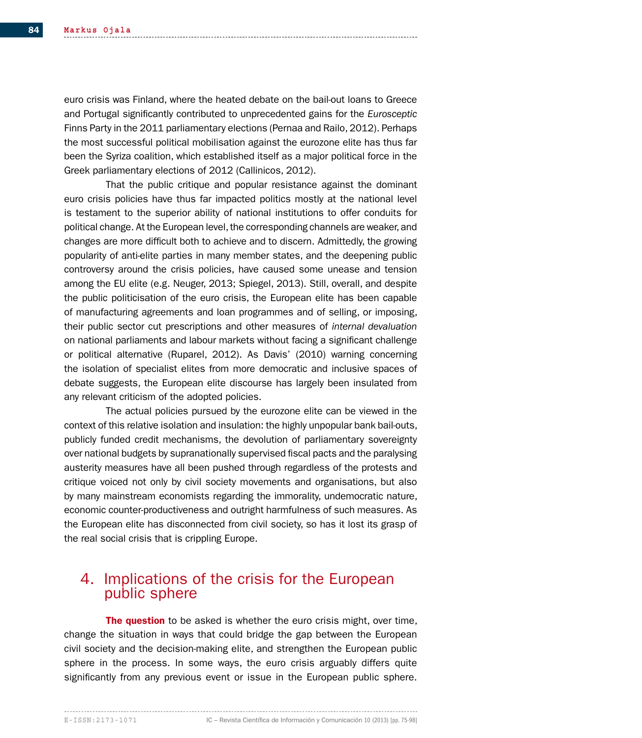euro crisis was Finland, where the heated debate on the bail-out loans to Greece and Portugal significantly contributed to unprecedented gains for the *Eurosceptic* Finns Party in the 2011 parliamentary elections (Pernaa and Railo, 2012). Perhaps the most successful political mobilisation against the eurozone elite has thus far been the Syriza coalition, which established itself as a major political force in the Greek parliamentary elections of 2012 (Callinicos, 2012).

That the public critique and popular resistance against the dominant euro crisis policies have thus far impacted politics mostly at the national level is testament to the superior ability of national institutions to offer conduits for political change. At the European level, the corresponding channels are weaker, and changes are more difficult both to achieve and to discern. Admittedly, the growing popularity of anti-elite parties in many member states, and the deepening public controversy around the crisis policies, have caused some unease and tension among the EU elite (e.g. Neuger, 2013; Spiegel, 2013). Still, overall, and despite the public politicisation of the euro crisis, the European elite has been capable of manufacturing agreements and loan programmes and of selling, or imposing, their public sector cut prescriptions and other measures of *internal devaluation* on national parliaments and labour markets without facing a significant challenge or political alternative (Ruparel, 2012). As Davis' (2010) warning concerning the isolation of specialist elites from more democratic and inclusive spaces of debate suggests, the European elite discourse has largely been insulated from any relevant criticism of the adopted policies.

The actual policies pursued by the eurozone elite can be viewed in the context of this relative isolation and insulation: the highly unpopular bank bail-outs, publicly funded credit mechanisms, the devolution of parliamentary sovereignty over national budgets by supranationally supervised fiscal pacts and the paralysing austerity measures have all been pushed through regardless of the protests and critique voiced not only by civil society movements and organisations, but also by many mainstream economists regarding the immorality, undemocratic nature, economic counter-productiveness and outright harmfulness of such measures. As the European elite has disconnected from civil society, so has it lost its grasp of the real social crisis that is crippling Europe.

## 4. Implications of the crisis for the European public sphere

**The question** to be asked is whether the euro crisis might, over time, change the situation in ways that could bridge the gap between the European civil society and the decision-making elite, and strengthen the European public sphere in the process. In some ways, the euro crisis arguably differs quite significantly from any previous event or issue in the European public sphere.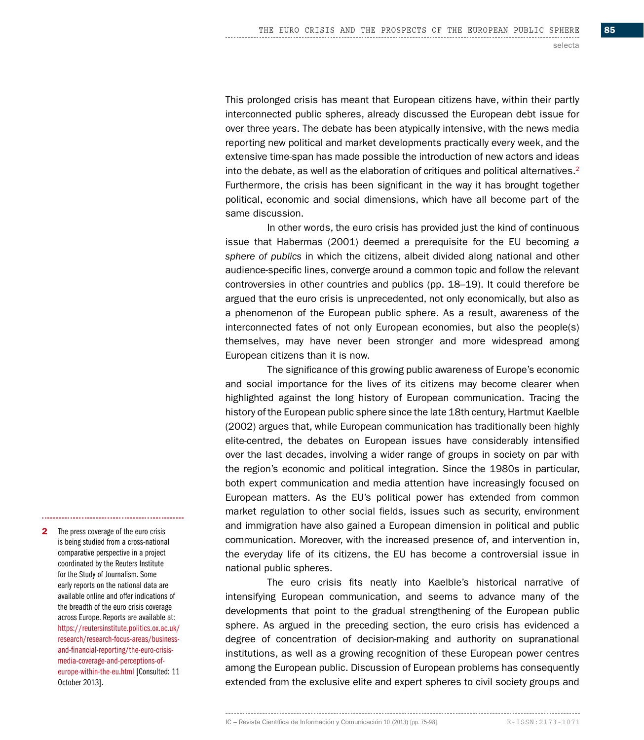This prolonged crisis has meant that European citizens have, within their partly interconnected public spheres, already discussed the European debt issue for over three years. The debate has been atypically intensive, with the news media reporting new political and market developments practically every week, and the extensive time-span has made possible the introduction of new actors and ideas into the debate, as well as the elaboration of critiques and political alternatives.[2] Furthermore, the crisis has been significant in the way it has brought together political, economic and social dimensions, which have all become part of the same discussion.

In other words, the euro crisis has provided just the kind of continuous issue that Habermas (2001) deemed a prerequisite for the EU becoming *a sphere of publics* in which the citizens, albeit divided along national and other audience-specific lines, converge around a common topic and follow the relevant controversies in other countries and publics (pp. 18–19). It could therefore be argued that the euro crisis is unprecedented, not only economically, but also as a phenomenon of the European public sphere. As a result, awareness of the interconnected fates of not only European economies, but also the people(s) themselves, may have never been stronger and more widespread among European citizens than it is now.

The significance of this growing public awareness of Europe's economic and social importance for the lives of its citizens may become clearer when highlighted against the long history of European communication. Tracing the history of the European public sphere since the late 18th century, Hartmut Kaelble (2002) argues that, while European communication has traditionally been highly elite-centred, the debates on European issues have considerably intensified over the last decades, involving a wider range of groups in society on par with the region's economic and political integration. Since the 1980s in particular, both expert communication and media attention have increasingly focused on European matters. As the EU's political power has extended from common market regulation to other social fields, issues such as security, environment and immigration have also gained a European dimension in political and public communication. Moreover, with the increased presence of, and intervention in, the everyday life of its citizens, the EU has become a controversial issue in national public spheres.

The euro crisis fits neatly into Kaelble's historical narrative of intensifying European communication, and seems to advance many of the developments that point to the gradual strengthening of the European public sphere. As argued in the preceding section, the euro crisis has evidenced a degree of concentration of decision-making and authority on supranational institutions, as well as a growing recognition of these European power centres among the European public. Discussion of European problems has consequently extended from the exclusive elite and expert spheres to civil society groups and

---

[2] The press coverage of the euro crisis is being studied from a cross-national comparative perspective in a project coordinated by the Reuters Institute for the Study of Journalism. Some early reports on the national data are available online and offer indications of the breadth of the euro crisis coverage across Europe. Reports are available at: https://reutersinstitute.politics.ox.ac.uk/research/research-focus-areas/business-and-financial-reporting/the-euro-crisis-media-coverage-and-perceptions-of-europe-within-the-eu.html [Consulted: 11 October 2013].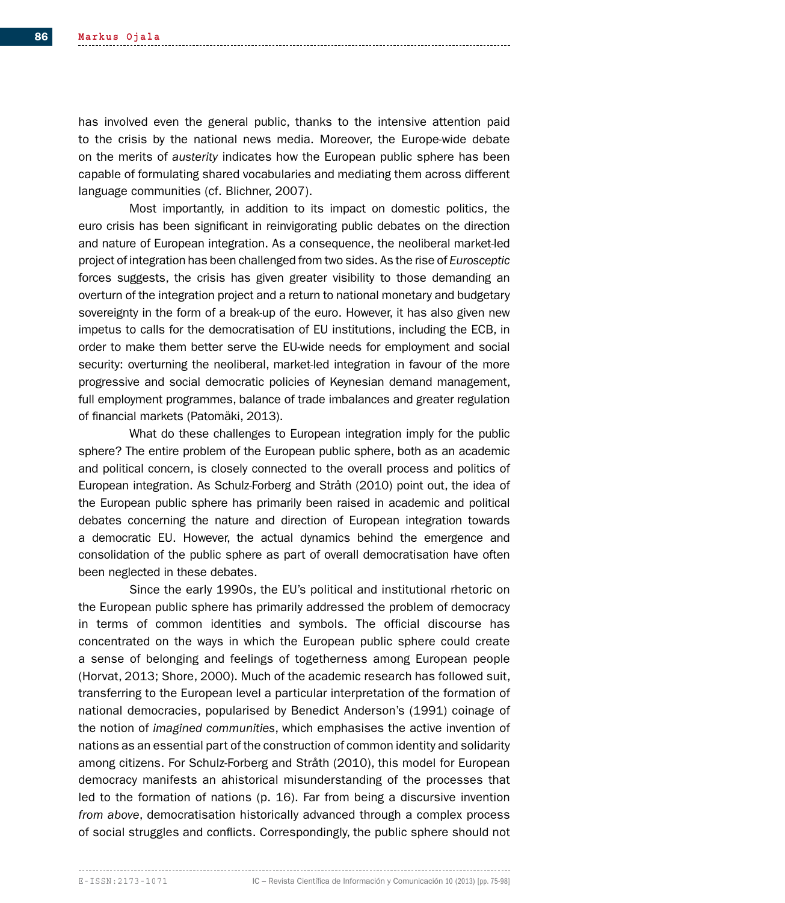has involved even the general public, thanks to the intensive attention paid to the crisis by the national news media. Moreover, the Europe-wide debate on the merits of *austerity* indicates how the European public sphere has been capable of formulating shared vocabularies and mediating them across different language communities (cf. Blichner, 2007).

Most importantly, in addition to its impact on domestic politics, the euro crisis has been significant in reinvigorating public debates on the direction and nature of European integration. As a consequence, the neoliberal market-led project of integration has been challenged from two sides. As the rise of *Eurosceptic* forces suggests, the crisis has given greater visibility to those demanding an overturn of the integration project and a return to national monetary and budgetary sovereignty in the form of a break-up of the euro. However, it has also given new impetus to calls for the democratisation of EU institutions, including the ECB, in order to make them better serve the EU-wide needs for employment and social security: overturning the neoliberal, market-led integration in favour of the more progressive and social democratic policies of Keynesian demand management, full employment programmes, balance of trade imbalances and greater regulation of financial markets (Patomäki, 2013).

What do these challenges to European integration imply for the public sphere? The entire problem of the European public sphere, both as an academic and political concern, is closely connected to the overall process and politics of European integration. As Schulz-Forberg and Stråth (2010) point out, the idea of the European public sphere has primarily been raised in academic and political debates concerning the nature and direction of European integration towards a democratic EU. However, the actual dynamics behind the emergence and consolidation of the public sphere as part of overall democratisation have often been neglected in these debates.

Since the early 1990s, the EU's political and institutional rhetoric on the European public sphere has primarily addressed the problem of democracy in terms of common identities and symbols. The official discourse has concentrated on the ways in which the European public sphere could create a sense of belonging and feelings of togetherness among European people (Horvat, 2013; Shore, 2000). Much of the academic research has followed suit, transferring to the European level a particular interpretation of the formation of national democracies, popularised by Benedict Anderson's (1991) coinage of the notion of *imagined communities*, which emphasises the active invention of nations as an essential part of the construction of common identity and solidarity among citizens. For Schulz-Forberg and Stråth (2010), this model for European democracy manifests an ahistorical misunderstanding of the processes that led to the formation of nations (p. 16). Far from being a discursive invention *from above*, democratisation historically advanced through a complex process of social struggles and conflicts. Correspondingly, the public sphere should not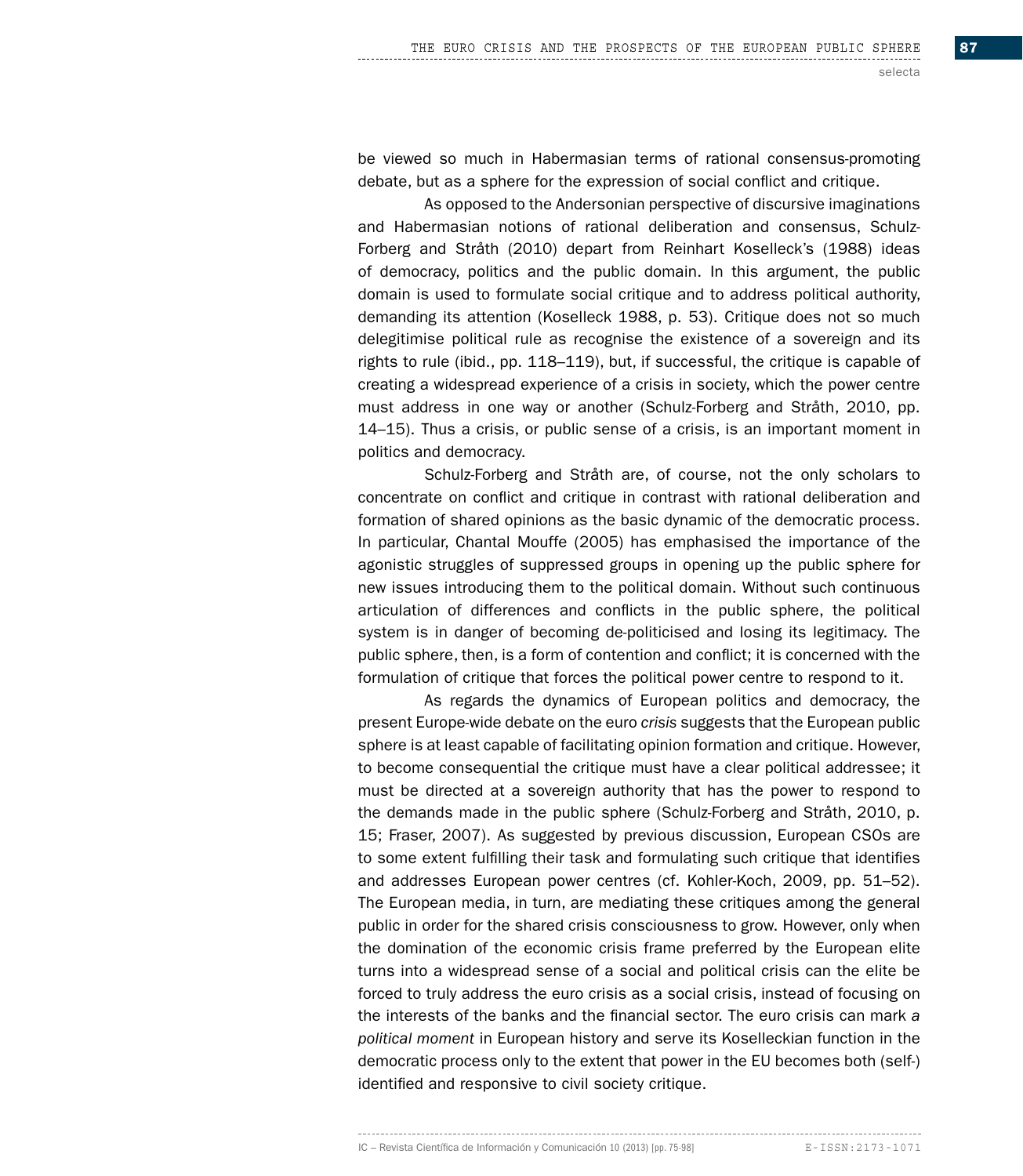be viewed so much in Habermasian terms of rational consensus-promoting debate, but as a sphere for the expression of social conflict and critique.

As opposed to the Andersonian perspective of discursive imaginations and Habermasian notions of rational deliberation and consensus, Schulz-Forberg and Stråth (2010) depart from Reinhart Koselleck's (1988) ideas of democracy, politics and the public domain. In this argument, the public domain is used to formulate social critique and to address political authority, demanding its attention (Koselleck 1988, p. 53). Critique does not so much delegitimise political rule as recognise the existence of a sovereign and its rights to rule (ibid., pp. 118–119), but, if successful, the critique is capable of creating a widespread experience of a crisis in society, which the power centre must address in one way or another (Schulz-Forberg and Stråth, 2010, pp. 14–15). Thus a crisis, or public sense of a crisis, is an important moment in politics and democracy.

Schulz-Forberg and Stråth are, of course, not the only scholars to concentrate on conflict and critique in contrast with rational deliberation and formation of shared opinions as the basic dynamic of the democratic process. In particular, Chantal Mouffe (2005) has emphasised the importance of the agonistic struggles of suppressed groups in opening up the public sphere for new issues introducing them to the political domain. Without such continuous articulation of differences and conflicts in the public sphere, the political system is in danger of becoming de-politicised and losing its legitimacy. The public sphere, then, is a form of contention and conflict; it is concerned with the formulation of critique that forces the political power centre to respond to it.

As regards the dynamics of European politics and democracy, the present Europe-wide debate on the euro *crisis* suggests that the European public sphere is at least capable of facilitating opinion formation and critique. However, to become consequential the critique must have a clear political addressee; it must be directed at a sovereign authority that has the power to respond to the demands made in the public sphere (Schulz-Forberg and Stråth, 2010, p. 15; Fraser, 2007). As suggested by previous discussion, European CSOs are to some extent fulfilling their task and formulating such critique that identifies and addresses European power centres (cf. Kohler-Koch, 2009, pp. 51–52). The European media, in turn, are mediating these critiques among the general public in order for the shared crisis consciousness to grow. However, only when the domination of the economic crisis frame preferred by the European elite turns into a widespread sense of a social and political crisis can the elite be forced to truly address the euro crisis as a social crisis, instead of focusing on the interests of the banks and the financial sector. The euro crisis can mark *a political moment* in European history and serve its Koselleckian function in the democratic process only to the extent that power in the EU becomes both (self-) identified and responsive to civil society critique.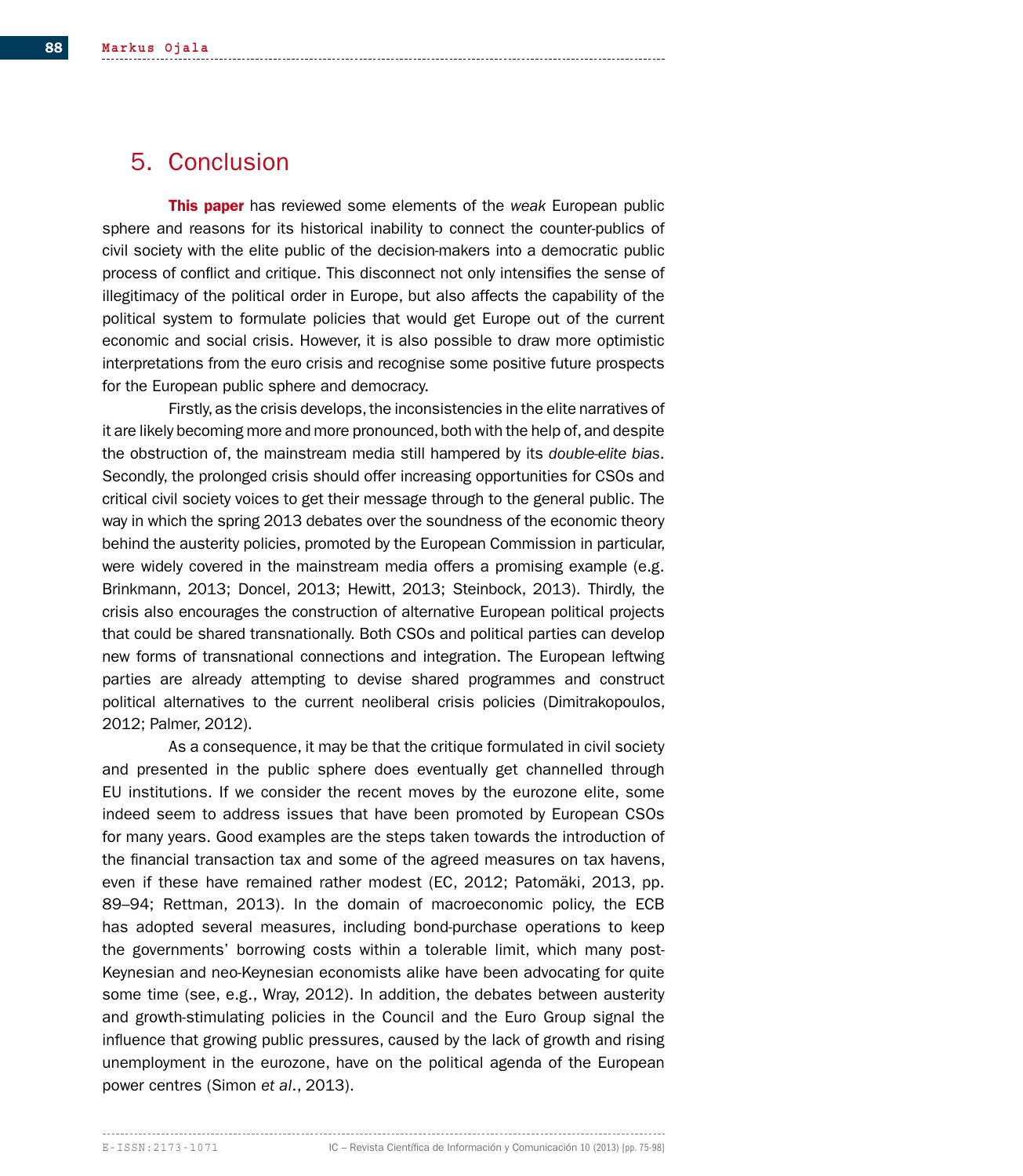## 5. Conclusion

**This paper** has reviewed some elements of the *weak* European public sphere and reasons for its historical inability to connect the counter-publics of civil society with the elite public of the decision-makers into a democratic public process of conflict and critique. This disconnect not only intensifies the sense of illegitimacy of the political order in Europe, but also affects the capability of the political system to formulate policies that would get Europe out of the current economic and social crisis. However, it is also possible to draw more optimistic interpretations from the euro crisis and recognise some positive future prospects for the European public sphere and democracy.

Firstly, as the crisis develops, the inconsistencies in the elite narratives of it are likely becoming more and more pronounced, both with the help of, and despite the obstruction of, the mainstream media still hampered by its *double-elite bias*. Secondly, the prolonged crisis should offer increasing opportunities for CSOs and critical civil society voices to get their message through to the general public. The way in which the spring 2013 debates over the soundness of the economic theory behind the austerity policies, promoted by the European Commission in particular, were widely covered in the mainstream media offers a promising example (e.g. Brinkmann, 2013; Doncel, 2013; Hewitt, 2013; Steinbock, 2013). Thirdly, the crisis also encourages the construction of alternative European political projects that could be shared transnationally. Both CSOs and political parties can develop new forms of transnational connections and integration. The European leftwing parties are already attempting to devise shared programmes and construct political alternatives to the current neoliberal crisis policies (Dimitrakopoulos, 2012; Palmer, 2012).

As a consequence, it may be that the critique formulated in civil society and presented in the public sphere does eventually get channelled through EU institutions. If we consider the recent moves by the eurozone elite, some indeed seem to address issues that have been promoted by European CSOs for many years. Good examples are the steps taken towards the introduction of the financial transaction tax and some of the agreed measures on tax havens, even if these have remained rather modest (EC, 2012; Patomäki, 2013, pp. 89–94; Rettman, 2013). In the domain of macroeconomic policy, the ECB has adopted several measures, including bond-purchase operations to keep the governments' borrowing costs within a tolerable limit, which many post-Keynesian and neo-Keynesian economists alike have been advocating for quite some time (see, e.g., Wray, 2012). In addition, the debates between austerity and growth-stimulating policies in the Council and the Euro Group signal the influence that growing public pressures, caused by the lack of growth and rising unemployment in the eurozone, have on the political agenda of the European power centres (Simon *et al*., 2013).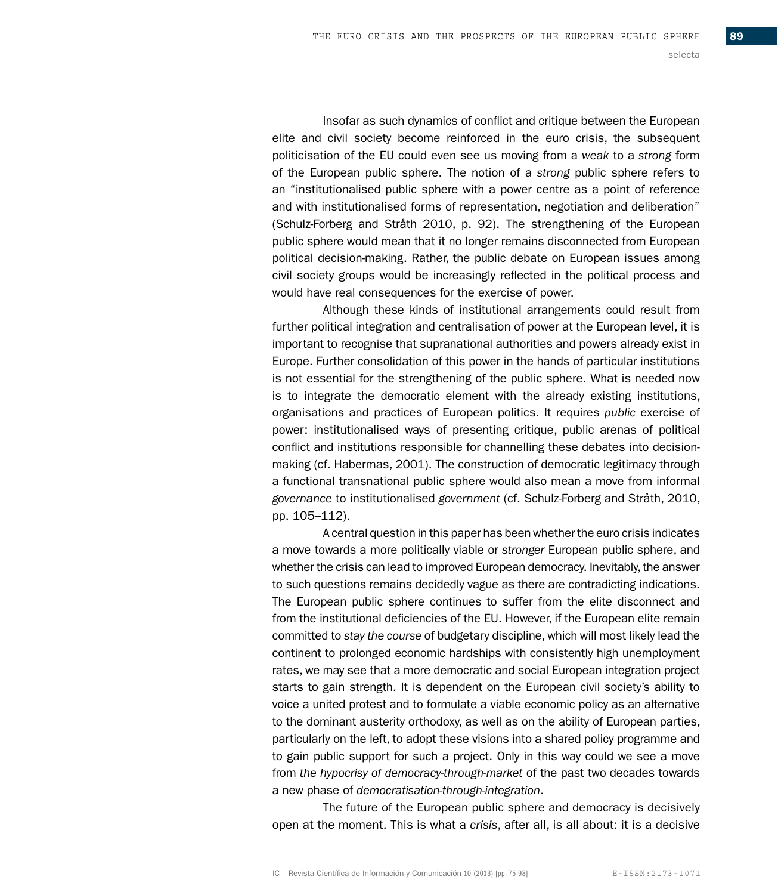Insofar as such dynamics of conflict and critique between the European elite and civil society become reinforced in the euro crisis, the subsequent politicisation of the EU could even see us moving from a *weak* to a *strong* form of the European public sphere. The notion of a *strong* public sphere refers to an "institutionalised public sphere with a power centre as a point of reference and with institutionalised forms of representation, negotiation and deliberation" (Schulz-Forberg and Stråth 2010, p. 92). The strengthening of the European public sphere would mean that it no longer remains disconnected from European political decision-making. Rather, the public debate on European issues among civil society groups would be increasingly reflected in the political process and would have real consequences for the exercise of power.

Although these kinds of institutional arrangements could result from further political integration and centralisation of power at the European level, it is important to recognise that supranational authorities and powers already exist in Europe. Further consolidation of this power in the hands of particular institutions is not essential for the strengthening of the public sphere. What is needed now is to integrate the democratic element with the already existing institutions, organisations and practices of European politics. It requires *public* exercise of power: institutionalised ways of presenting critique, public arenas of political conflict and institutions responsible for channelling these debates into decision-making (cf. Habermas, 2001). The construction of democratic legitimacy through a functional transnational public sphere would also mean a move from informal *governance* to institutionalised *government* (cf. Schulz-Forberg and Stråth, 2010, pp. 105–112).

A central question in this paper has been whether the euro crisis indicates a move towards a more politically viable or *stronger* European public sphere, and whether the crisis can lead to improved European democracy. Inevitably, the answer to such questions remains decidedly vague as there are contradicting indications. The European public sphere continues to suffer from the elite disconnect and from the institutional deficiencies of the EU. However, if the European elite remain committed to *stay the course* of budgetary discipline, which will most likely lead the continent to prolonged economic hardships with consistently high unemployment rates, we may see that a more democratic and social European integration project starts to gain strength. It is dependent on the European civil society's ability to voice a united protest and to formulate a viable economic policy as an alternative to the dominant austerity orthodoxy, as well as on the ability of European parties, particularly on the left, to adopt these visions into a shared policy programme and to gain public support for such a project. Only in this way could we see a move from *the hypocrisy of democracy-through-market* of the past two decades towards a new phase of *democratisation-through-integration*.

The future of the European public sphere and democracy is decisively open at the moment. This is what a *crisis*, after all, is all about: it is a decisive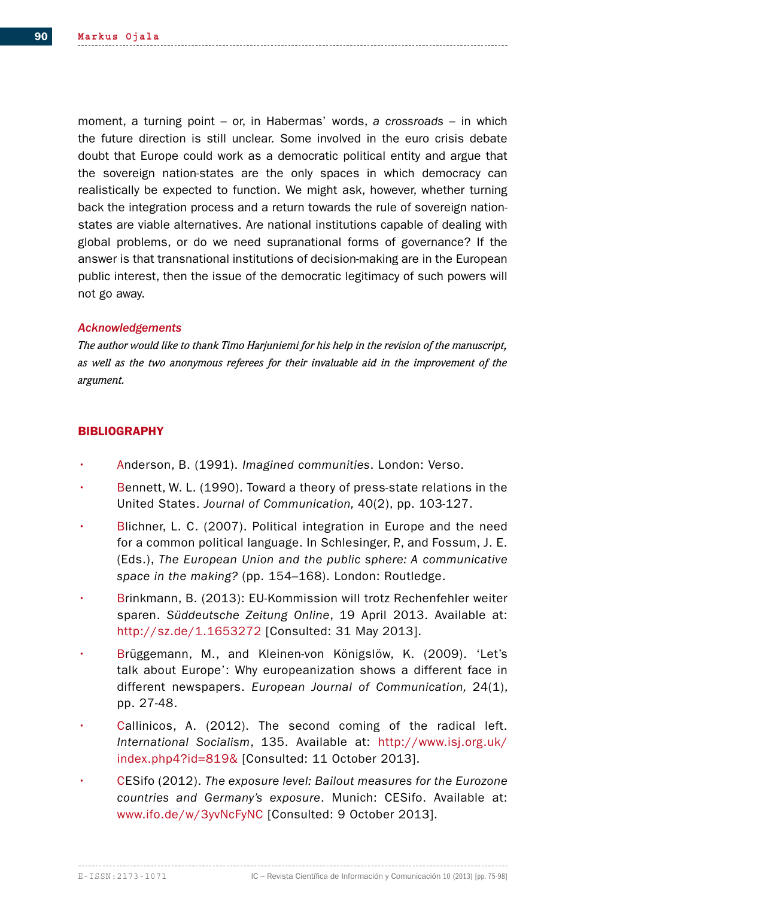moment, a turning point – or, in Habermas' words, *a crossroads* – in which the future direction is still unclear. Some involved in the euro crisis debate doubt that Europe could work as a democratic political entity and argue that the sovereign nation-states are the only spaces in which democracy can realistically be expected to function. We might ask, however, whether turning back the integration process and a return towards the rule of sovereign nation-states are viable alternatives. Are national institutions capable of dealing with global problems, or do we need supranational forms of governance? If the answer is that transnational institutions of decision-making are in the European public interest, then the issue of the democratic legitimacy of such powers will not go away.

### *Acknowledgements*

*The author would like to thank Timo Harjuniemi for his help in the revision of the manuscript, as well as the two anonymous referees for their invaluable aid in the improvement of the argument.*

## BIBLIOGRAPHY

- Anderson, B. (1991). *Imagined communities*. London: Verso.
- Bennett, W. L. (1990). Toward a theory of press-state relations in the United States. *Journal of Communication,* 40(2), pp. 103-127.
- Blichner, L. C. (2007). Political integration in Europe and the need for a common political language. In Schlesinger, P., and Fossum, J. E. (Eds.), *The European Union and the public sphere: A communicative space in the making?* (pp. 154–168). London: Routledge.
- Brinkmann, B. (2013): EU-Kommission will trotz Rechenfehler weiter sparen. *Süddeutsche Zeitung Online*, 19 April 2013. Available at: http://sz.de/1.1653272 [Consulted: 31 May 2013].
- Brüggemann, M., and Kleinen-von Königslöw, K. (2009). 'Let's talk about Europe': Why europeanization shows a different face in different newspapers. *European Journal of Communication,* 24(1), pp. 27-48.
- Callinicos, A. (2012). The second coming of the radical left. *International Socialism*, 135. Available at: http://www.isj.org.uk/index.php4?id=819& [Consulted: 11 October 2013].
- CESifo (2012). *The exposure level: Bailout measures for the Eurozone countries and Germany's exposure*. Munich: CESifo. Available at: www.ifo.de/w/3yvNcFyNC [Consulted: 9 October 2013].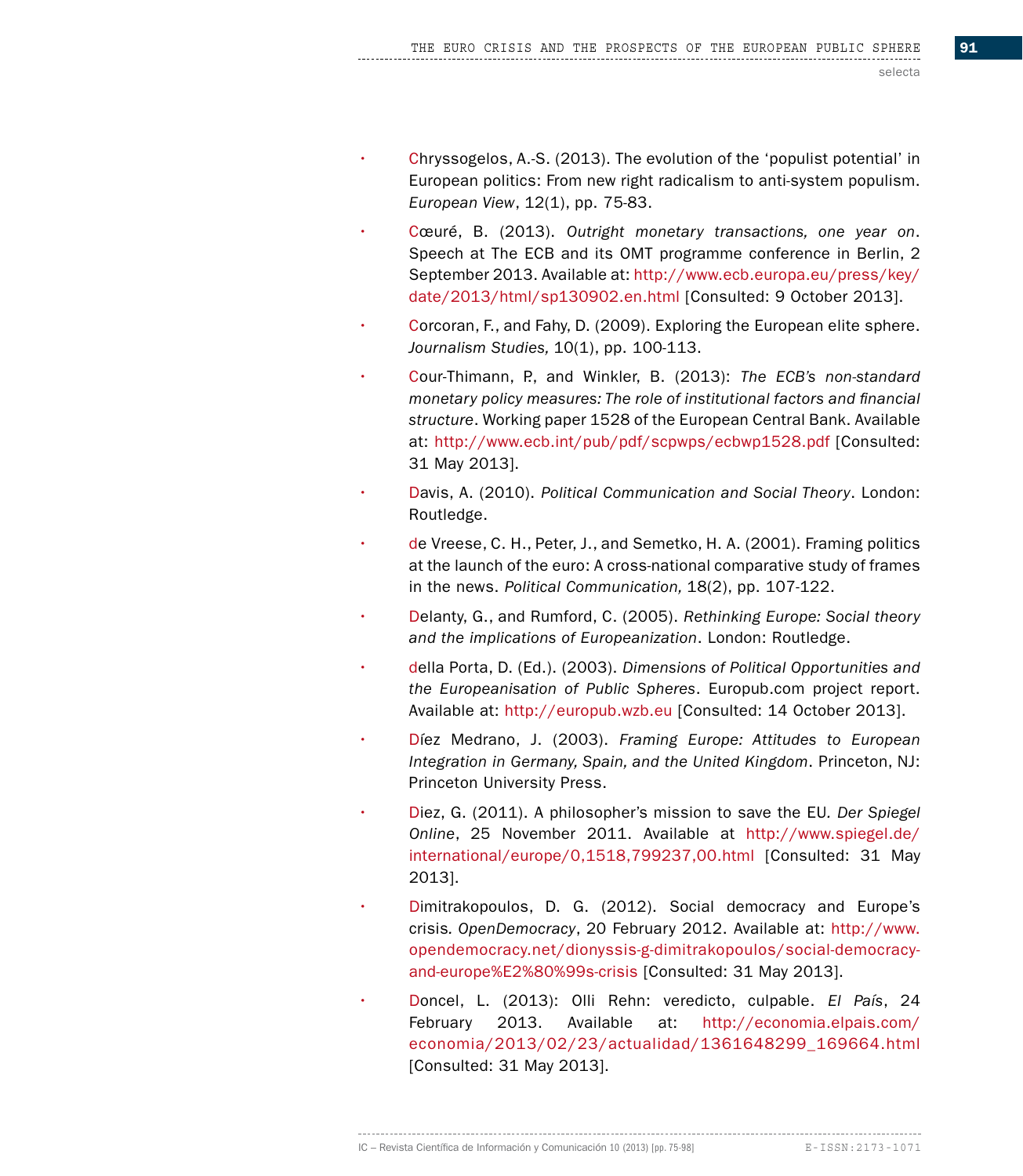- Chryssogelos, A.-S. (2013). The evolution of the 'populist potential' in European politics: From new right radicalism to anti-system populism. *European View*, 12(1), pp. 75-83.
- Cœuré, B. (2013). *Outright monetary transactions, one year on*. Speech at The ECB and its OMT programme conference in Berlin, 2 September 2013. Available at: http://www.ecb.europa.eu/press/key/date/2013/html/sp130902.en.html [Consulted: 9 October 2013].
- Corcoran, F., and Fahy, D. (2009). Exploring the European elite sphere. *Journalism Studies,* 10(1), pp. 100-113.
- Cour-Thimann, P., and Winkler, B. (2013): *The ECB's non-standard monetary policy measures: The role of institutional factors and financial structure*. Working paper 1528 of the European Central Bank. Available at: http://www.ecb.int/pub/pdf/scpwps/ecbwp1528.pdf [Consulted: 31 May 2013].
- Davis, A. (2010). *Political Communication and Social Theory*. London: Routledge.
- de Vreese, C. H., Peter, J., and Semetko, H. A. (2001). Framing politics at the launch of the euro: A cross-national comparative study of frames in the news. *Political Communication,* 18(2), pp. 107-122.
- Delanty, G., and Rumford, C. (2005). *Rethinking Europe: Social theory and the implications of Europeanization*. London: Routledge.
- della Porta, D. (Ed.). (2003). *Dimensions of Political Opportunities and the Europeanisation of Public Spheres*. Europub.com project report. Available at: http://europub.wzb.eu [Consulted: 14 October 2013].
- Díez Medrano, J. (2003). *Framing Europe: Attitudes to European Integration in Germany, Spain, and the United Kingdom*. Princeton, NJ: Princeton University Press.
- Diez, G. (2011). A philosopher's mission to save the EU. *Der Spiegel Online*, 25 November 2011. Available at http://www.spiegel.de/international/europe/0,1518,799237,00.html [Consulted: 31 May 2013].
- Dimitrakopoulos, D. G. (2012). Social democracy and Europe's crisis. *OpenDemocracy*, 20 February 2012. Available at: http://www.opendemocracy.net/dionyssis-g-dimitrakopoulos/social-democracy-and-europe%E2%80%99s-crisis [Consulted: 31 May 2013].
- Doncel, L. (2013): Olli Rehn: veredicto, culpable. *El País*, 24 February 2013. Available at: http://economia.elpais.com/economia/2013/02/23/actualidad/1361648299_169664.html [Consulted: 31 May 2013].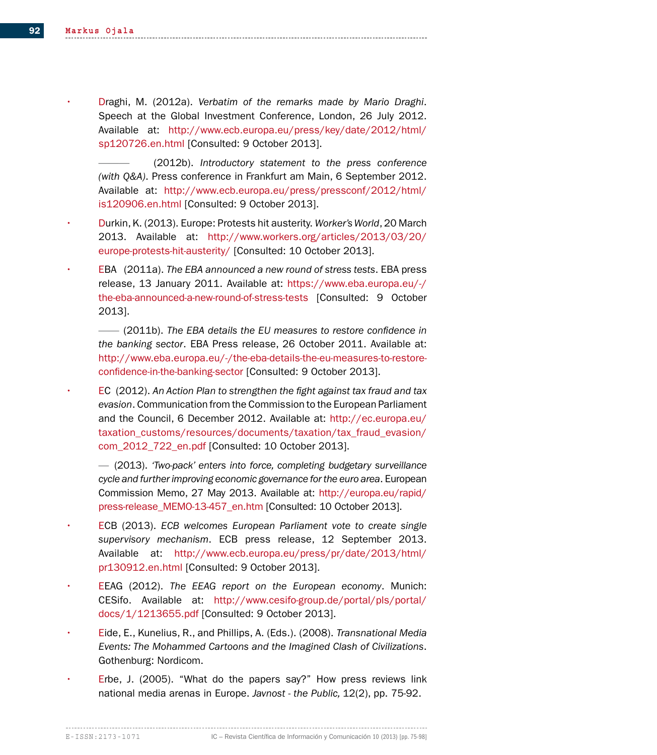- Draghi, M. (2012a). *Verbatim of the remarks made by Mario Draghi*. Speech at the Global Investment Conference, London, 26 July 2012. Available at: http://www.ecb.europa.eu/press/key/date/2012/html/sp120726.en.html [Consulted: 9 October 2013].

  ——— (2012b). *Introductory statement to the press conference (with Q&A)*. Press conference in Frankfurt am Main, 6 September 2012. Available at: http://www.ecb.europa.eu/press/pressconf/2012/html/is120906.en.html [Consulted: 9 October 2013].

- Durkin, K. (2013). Europe: Protests hit austerity. *Worker's World*, 20 March 2013. Available at: http://www.workers.org/articles/2013/03/20/europe-protests-hit-austerity/ [Consulted: 10 October 2013].

- EBA (2011a). *The EBA announced a new round of stress tests*. EBA press release, 13 January 2011. Available at: https://www.eba.europa.eu/-/the-eba-announced-a-new-round-of-stress-tests [Consulted: 9 October 2013].

  —— (2011b). *The EBA details the EU measures to restore confidence in the banking sector*. EBA Press release, 26 October 2011. Available at: http://www.eba.europa.eu/-/the-eba-details-the-eu-measures-to-restore-confidence-in-the-banking-sector [Consulted: 9 October 2013].

- EC (2012). *An Action Plan to strengthen the fight against tax fraud and tax evasion*. Communication from the Commission to the European Parliament and the Council, 6 December 2012. Available at: http://ec.europa.eu/taxation_customs/resources/documents/taxation/tax_fraud_evasion/com_2012_722_en.pdf [Consulted: 10 October 2013].

  — (2013). *'Two-pack' enters into force, completing budgetary surveillance cycle and further improving economic governance for the euro area*. European Commission Memo, 27 May 2013. Available at: http://europa.eu/rapid/press-release_MEMO-13-457_en.htm [Consulted: 10 October 2013].

- ECB (2013). *ECB welcomes European Parliament vote to create single supervisory mechanism*. ECB press release, 12 September 2013. Available at: http://www.ecb.europa.eu/press/pr/date/2013/html/pr130912.en.html [Consulted: 9 October 2013].

- EEAG (2012). *The EEAG report on the European economy*. Munich: CESifo. Available at: http://www.cesifo-group.de/portal/pls/portal/docs/1/1213655.pdf [Consulted: 9 October 2013].

- Eide, E., Kunelius, R., and Phillips, A. (Eds.). (2008). *Transnational Media Events: The Mohammed Cartoons and the Imagined Clash of Civilizations*. Gothenburg: Nordicom.

- Erbe, J. (2005). "What do the papers say?" How press reviews link national media arenas in Europe. *Javnost - the Public,* 12(2), pp. 75-92.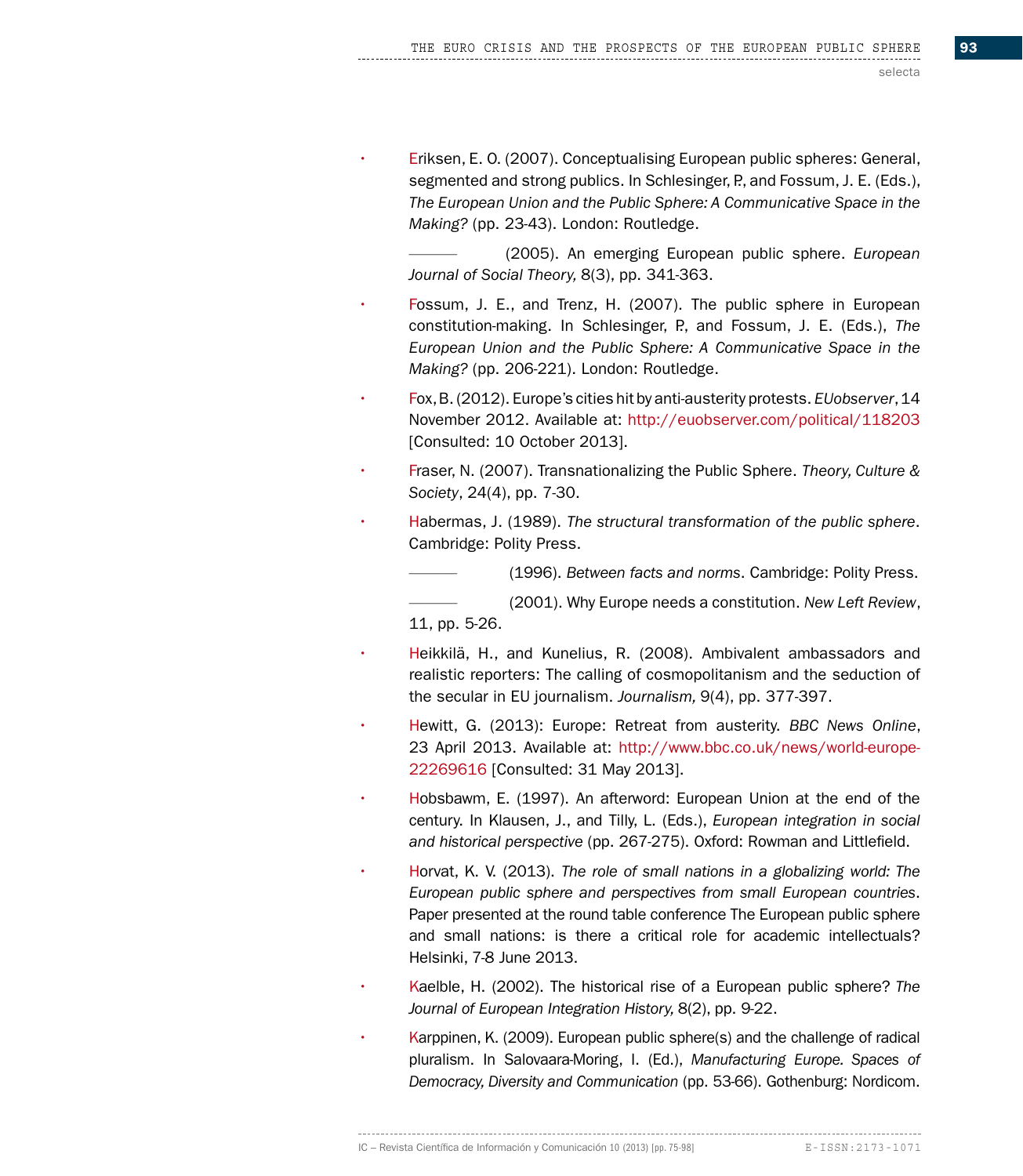- Eriksen, E. O. (2007). Conceptualising European public spheres: General, segmented and strong publics. In Schlesinger, P., and Fossum, J. E. (Eds.), *The European Union and the Public Sphere: A Communicative Space in the Making?* (pp. 23-43). London: Routledge.

  ——— (2005). An emerging European public sphere. *European Journal of Social Theory,* 8(3), pp. 341-363.

- Fossum, J. E., and Trenz, H. (2007). The public sphere in European constitution-making. In Schlesinger, P., and Fossum, J. E. (Eds.), *The European Union and the Public Sphere: A Communicative Space in the Making?* (pp. 206-221). London: Routledge.

- Fox, B. (2012). Europe's cities hit by anti-austerity protests. *EUobserver*, 14 November 2012. Available at: http://euobserver.com/political/118203 [Consulted: 10 October 2013].

- Fraser, N. (2007). Transnationalizing the Public Sphere. *Theory, Culture & Society*, 24(4), pp. 7-30.

- Habermas, J. (1989). *The structural transformation of the public sphere*. Cambridge: Polity Press.

  ——— (1996). *Between facts and norms*. Cambridge: Polity Press.

  ——— (2001). Why Europe needs a constitution. *New Left Review*, 11, pp. 5-26.

- Heikkilä, H., and Kunelius, R. (2008). Ambivalent ambassadors and realistic reporters: The calling of cosmopolitanism and the seduction of the secular in EU journalism. *Journalism,* 9(4), pp. 377-397.

- Hewitt, G. (2013): Europe: Retreat from austerity. *BBC News Online*, 23 April 2013. Available at: http://www.bbc.co.uk/news/world-europe-22269616 [Consulted: 31 May 2013].

- Hobsbawm, E. (1997). An afterword: European Union at the end of the century. In Klausen, J., and Tilly, L. (Eds.), *European integration in social and historical perspective* (pp. 267-275). Oxford: Rowman and Littlefield.

- Horvat, K. V. (2013). *The role of small nations in a globalizing world: The European public sphere and perspectives from small European countries*. Paper presented at the round table conference The European public sphere and small nations: is there a critical role for academic intellectuals? Helsinki, 7-8 June 2013.

- Kaelble, H. (2002). The historical rise of a European public sphere? *The Journal of European Integration History,* 8(2), pp. 9-22.

- Karppinen, K. (2009). European public sphere(s) and the challenge of radical pluralism. In Salovaara-Moring, I. (Ed.), *Manufacturing Europe. Spaces of Democracy, Diversity and Communication* (pp. 53-66). Gothenburg: Nordicom.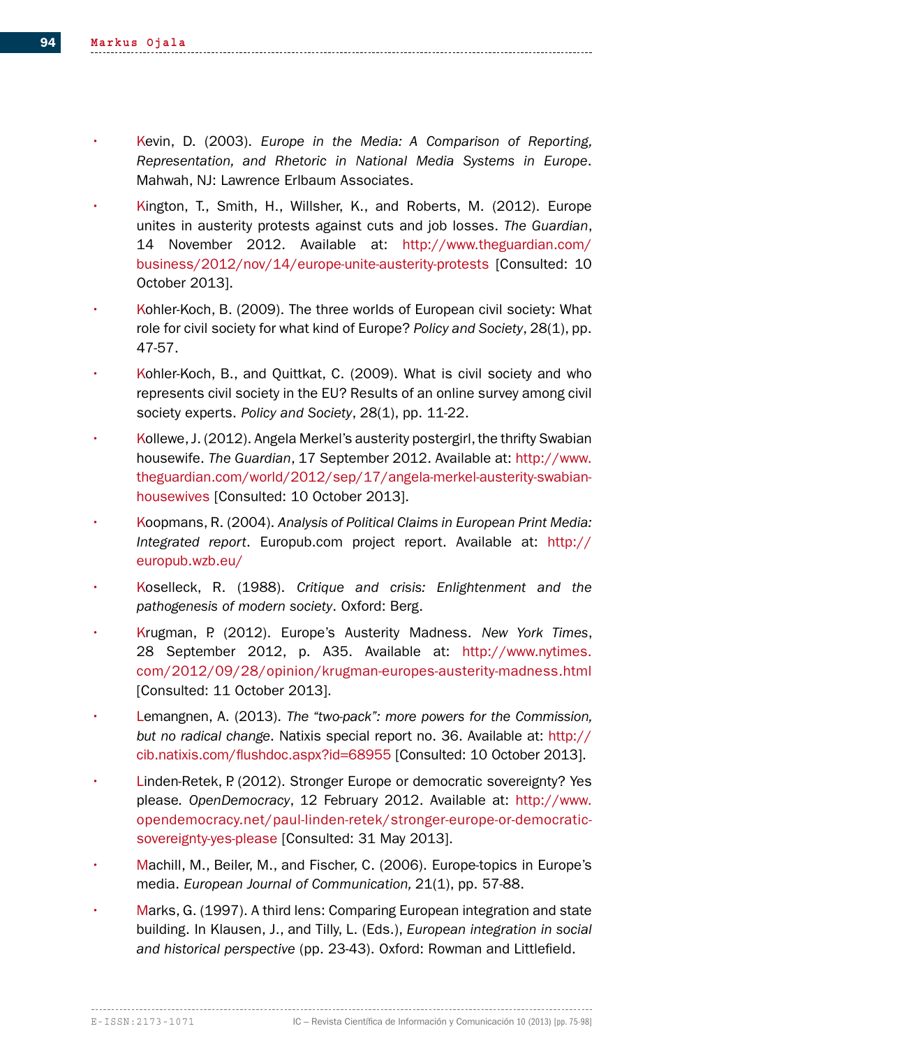- Kevin, D. (2003). *Europe in the Media: A Comparison of Reporting, Representation, and Rhetoric in National Media Systems in Europe*. Mahwah, NJ: Lawrence Erlbaum Associates.

- Kington, T., Smith, H., Willsher, K., and Roberts, M. (2012). Europe unites in austerity protests against cuts and job losses. *The Guardian*, 14 November 2012. Available at: http://www.theguardian.com/business/2012/nov/14/europe-unite-austerity-protests [Consulted: 10 October 2013].

- Kohler-Koch, B. (2009). The three worlds of European civil society: What role for civil society for what kind of Europe? *Policy and Society*, 28(1), pp. 47-57.

- Kohler-Koch, B., and Quittkat, C. (2009). What is civil society and who represents civil society in the EU? Results of an online survey among civil society experts. *Policy and Society*, 28(1), pp. 11-22.

- Kollewe, J. (2012). Angela Merkel's austerity postergirl, the thrifty Swabian housewife. *The Guardian*, 17 September 2012. Available at: http://www.theguardian.com/world/2012/sep/17/angela-merkel-austerity-swabian-housewives [Consulted: 10 October 2013].

- Koopmans, R. (2004). *Analysis of Political Claims in European Print Media: Integrated report*. Europub.com project report. Available at: http://europub.wzb.eu/

- Koselleck, R. (1988). *Critique and crisis: Enlightenment and the pathogenesis of modern society*. Oxford: Berg.

- Krugman, P. (2012). Europe's Austerity Madness. *New York Times*, 28 September 2012, p. A35. Available at: http://www.nytimes.com/2012/09/28/opinion/krugman-europes-austerity-madness.html [Consulted: 11 October 2013].

- Lemangnen, A. (2013). *The "two-pack": more powers for the Commission, but no radical change*. Natixis special report no. 36. Available at: http://cib.natixis.com/flushdoc.aspx?id=68955 [Consulted: 10 October 2013].

- Linden-Retek, P. (2012). Stronger Europe or democratic sovereignty? Yes please. *OpenDemocracy*, 12 February 2012. Available at: http://www.opendemocracy.net/paul-linden-retek/stronger-europe-or-democratic-sovereignty-yes-please [Consulted: 31 May 2013].

- Machill, M., Beiler, M., and Fischer, C. (2006). Europe-topics in Europe's media. *European Journal of Communication,* 21(1), pp. 57-88.

- Marks, G. (1997). A third lens: Comparing European integration and state building. In Klausen, J., and Tilly, L. (Eds.), *European integration in social and historical perspective* (pp. 23-43). Oxford: Rowman and Littlefield.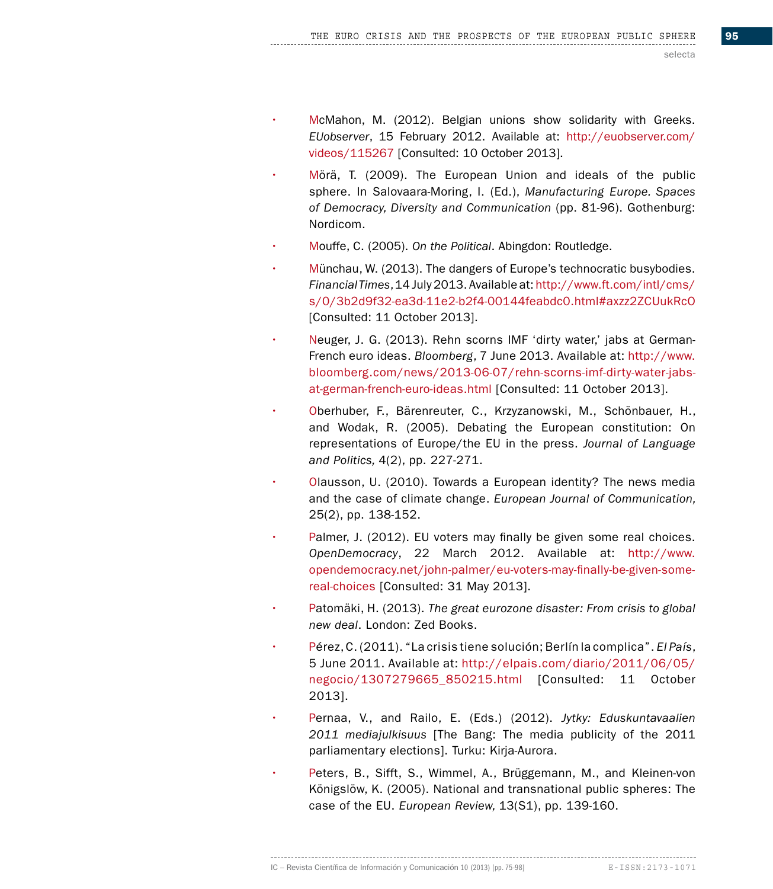- McMahon, M. (2012). Belgian unions show solidarity with Greeks. *EUobserver*, 15 February 2012. Available at: http://euobserver.com/videos/115267 [Consulted: 10 October 2013].
- Mörä, T. (2009). The European Union and ideals of the public sphere. In Salovaara-Moring, I. (Ed.), *Manufacturing Europe. Spaces of Democracy, Diversity and Communication* (pp. 81-96). Gothenburg: Nordicom.
- Mouffe, C. (2005). *On the Political*. Abingdon: Routledge.
- Münchau, W. (2013). The dangers of Europe's technocratic busybodies. *Financial Times*, 14 July 2013. Available at: http://www.ft.com/intl/cms/s/0/3b2d9f32-ea3d-11e2-b2f4-00144feabdc0.html#axzz2ZCUukRcO [Consulted: 11 October 2013].
- Neuger, J. G. (2013). Rehn scorns IMF 'dirty water,' jabs at German-French euro ideas. *Bloomberg*, 7 June 2013. Available at: http://www.bloomberg.com/news/2013-06-07/rehn-scorns-imf-dirty-water-jabs-at-german-french-euro-ideas.html [Consulted: 11 October 2013].
- Oberhuber, F., Bärenreuter, C., Krzyzanowski, M., Schönbauer, H., and Wodak, R. (2005). Debating the European constitution: On representations of Europe/the EU in the press. *Journal of Language and Politics,* 4(2), pp. 227-271.
- Olausson, U. (2010). Towards a European identity? The news media and the case of climate change. *European Journal of Communication,* 25(2), pp. 138-152.
- Palmer, J. (2012). EU voters may finally be given some real choices. *OpenDemocracy*, 22 March 2012. Available at: http://www.opendemocracy.net/john-palmer/eu-voters-may-finally-be-given-some-real-choices [Consulted: 31 May 2013].
- Patomäki, H. (2013). *The great eurozone disaster: From crisis to global new deal*. London: Zed Books.
- Pérez, C. (2011). "La crisis tiene solución; Berlín la complica". *El País*, 5 June 2011. Available at: http://elpais.com/diario/2011/06/05/negocio/1307279665_850215.html [Consulted: 11 October 2013].
- Pernaa, V., and Railo, E. (Eds.) (2012). *Jytky: Eduskuntavaalien 2011 mediajulkisuus* [The Bang: The media publicity of the 2011 parliamentary elections]. Turku: Kirja-Aurora.
- Peters, B., Sifft, S., Wimmel, A., Brüggemann, M., and Kleinen-von Königslöw, K. (2005). National and transnational public spheres: The case of the EU. *European Review,* 13(S1), pp. 139-160.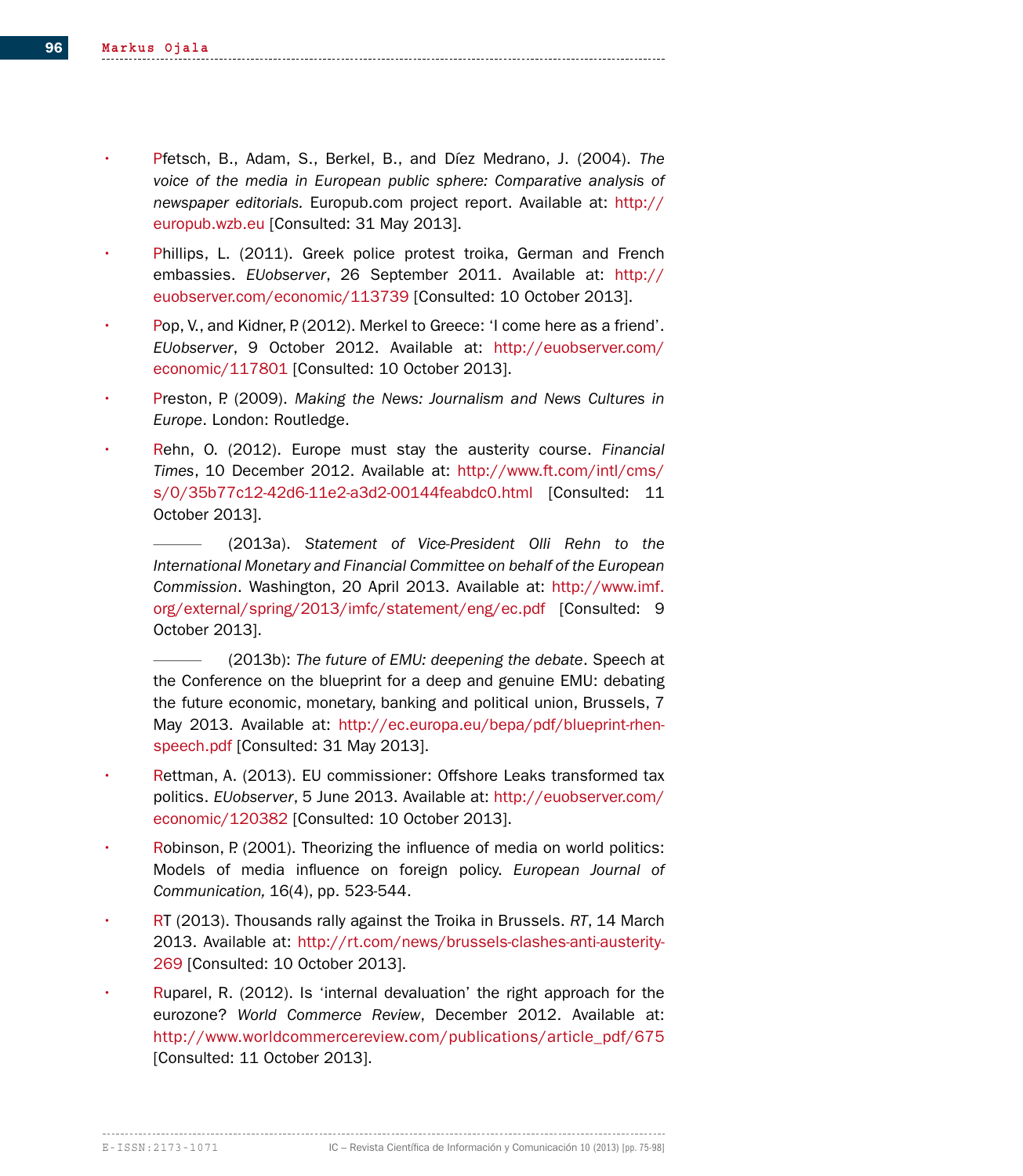- Pfetsch, B., Adam, S., Berkel, B., and Díez Medrano, J. (2004). *The voice of the media in European public sphere: Comparative analysis of newspaper editorials.* Europub.com project report. Available at: http://europub.wzb.eu [Consulted: 31 May 2013].

- Phillips, L. (2011). Greek police protest troika, German and French embassies. *EUobserver*, 26 September 2011. Available at: http://euobserver.com/economic/113739 [Consulted: 10 October 2013].

- Pop, V., and Kidner, P. (2012). Merkel to Greece: 'I come here as a friend'. *EUobserver*, 9 October 2012. Available at: http://euobserver.com/economic/117801 [Consulted: 10 October 2013].

- Preston, P. (2009). *Making the News: Journalism and News Cultures in Europe*. London: Routledge.

- Rehn, O. (2012). Europe must stay the austerity course. *Financial Times*, 10 December 2012. Available at: http://www.ft.com/intl/cms/s/0/35b77c12-42d6-11e2-a3d2-00144feabdc0.html [Consulted: 11 October 2013].

  ——— (2013a). *Statement of Vice-President Olli Rehn to the International Monetary and Financial Committee on behalf of the European Commission*. Washington, 20 April 2013. Available at: http://www.imf.org/external/spring/2013/imfc/statement/eng/ec.pdf [Consulted: 9 October 2013].

  ——— (2013b): *The future of EMU: deepening the debate*. Speech at the Conference on the blueprint for a deep and genuine EMU: debating the future economic, monetary, banking and political union, Brussels, 7 May 2013. Available at: http://ec.europa.eu/bepa/pdf/blueprint-rhen-speech.pdf [Consulted: 31 May 2013].

- Rettman, A. (2013). EU commissioner: Offshore Leaks transformed tax politics. *EUobserver*, 5 June 2013. Available at: http://euobserver.com/economic/120382 [Consulted: 10 October 2013].

- Robinson, P. (2001). Theorizing the influence of media on world politics: Models of media influence on foreign policy. *European Journal of Communication,* 16(4), pp. 523-544.

- RT (2013). Thousands rally against the Troika in Brussels. *RT*, 14 March 2013. Available at: http://rt.com/news/brussels-clashes-anti-austerity-269 [Consulted: 10 October 2013].

- Ruparel, R. (2012). Is 'internal devaluation' the right approach for the eurozone? *World Commerce Review*, December 2012. Available at: http://www.worldcommercereview.com/publications/article_pdf/675 [Consulted: 11 October 2013].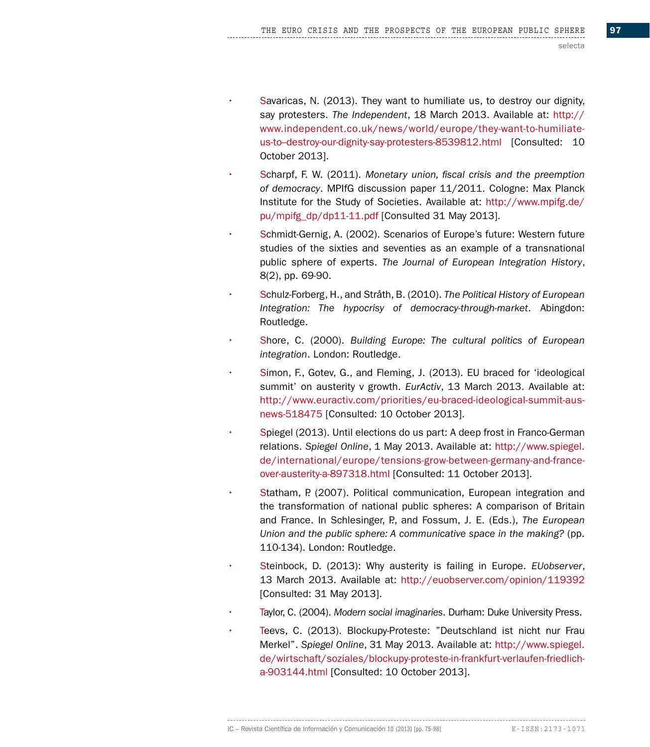- Savaricas, N. (2013). They want to humiliate us, to destroy our dignity, say protesters. *The Independent*, 18 March 2013. Available at: http://www.independent.co.uk/news/world/europe/they-want-to-humiliate-us-to--destroy-our-dignity-say-protesters-8539812.html [Consulted: 10 October 2013].
- Scharpf, F. W. (2011). *Monetary union, fiscal crisis and the preemption of democracy*. MPIfG discussion paper 11/2011. Cologne: Max Planck Institute for the Study of Societies. Available at: http://www.mpifg.de/pu/mpifg_dp/dp11-11.pdf [Consulted 31 May 2013].
- Schmidt-Gernig, A. (2002). Scenarios of Europe's future: Western future studies of the sixties and seventies as an example of a transnational public sphere of experts. *The Journal of European Integration History*, 8(2), pp. 69-90.
- Schulz-Forberg, H., and Stråth, B. (2010). *The Political History of European Integration: The hypocrisy of democracy-through-market*. Abingdon: Routledge.
- Shore, C. (2000). *Building Europe: The cultural politics of European integration*. London: Routledge.
- Simon, F., Gotev, G., and Fleming, J. (2013). EU braced for 'ideological summit' on austerity v growth. *EurActiv*, 13 March 2013. Available at: http://www.euractiv.com/priorities/eu-braced-ideological-summit-aus-news-518475 [Consulted: 10 October 2013].
- Spiegel (2013). Until elections do us part: A deep frost in Franco-German relations. *Spiegel Online*, 1 May 2013. Available at: http://www.spiegel.de/international/europe/tensions-grow-between-germany-and-france-over-austerity-a-897318.html [Consulted: 11 October 2013].
- Statham, P. (2007). Political communication, European integration and the transformation of national public spheres: A comparison of Britain and France. In Schlesinger, P., and Fossum, J. E. (Eds.), *The European Union and the public sphere: A communicative space in the making?* (pp. 110-134). London: Routledge.
- Steinbock, D. (2013): Why austerity is failing in Europe. *EUobserver*, 13 March 2013. Available at: http://euobserver.com/opinion/119392 [Consulted: 31 May 2013].
- Taylor, C. (2004). *Modern social imaginaries*. Durham: Duke University Press.
- Teevs, C. (2013). Blockupy-Proteste: "Deutschland ist nicht nur Frau Merkel". *Spiegel Online*, 31 May 2013. Available at: http://www.spiegel.de/wirtschaft/soziales/blockupy-proteste-in-frankfurt-verlaufen-friedlich-a-903144.html [Consulted: 10 October 2013].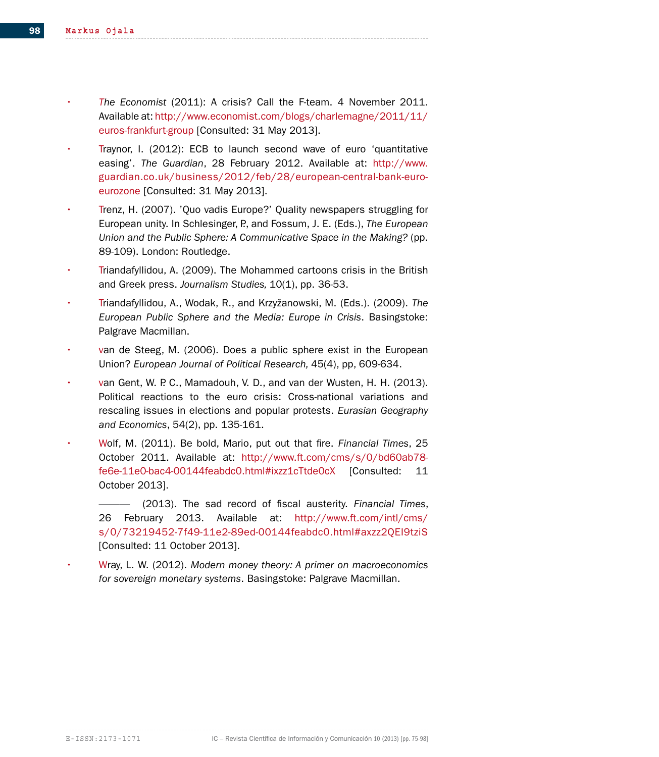- *The Economist* (2011): A crisis? Call the F-team. 4 November 2011. Available at: http://www.economist.com/blogs/charlemagne/2011/11/euros-frankfurt-group [Consulted: 31 May 2013].
- Traynor, I. (2012): ECB to launch second wave of euro 'quantitative easing'. *The Guardian*, 28 February 2012. Available at: http://www.guardian.co.uk/business/2012/feb/28/european-central-bank-euro-eurozone [Consulted: 31 May 2013].
- Trenz, H. (2007). 'Quo vadis Europe?' Quality newspapers struggling for European unity. In Schlesinger, P., and Fossum, J. E. (Eds.), *The European Union and the Public Sphere: A Communicative Space in the Making?* (pp. 89-109). London: Routledge.
- Triandafyllidou, A. (2009). The Mohammed cartoons crisis in the British and Greek press. *Journalism Studies,* 10(1), pp. 36-53.
- Triandafyllidou, A., Wodak, R., and Krzyžanowski, M. (Eds.). (2009). *The European Public Sphere and the Media: Europe in Crisis*. Basingstoke: Palgrave Macmillan.
- van de Steeg, M. (2006). Does a public sphere exist in the European Union? *European Journal of Political Research,* 45(4), pp, 609-634.
- van Gent, W. P. C., Mamadouh, V. D., and van der Wusten, H. H. (2013). Political reactions to the euro crisis: Cross-national variations and rescaling issues in elections and popular protests. *Eurasian Geography and Economics*, 54(2), pp. 135-161.
- Wolf, M. (2011). Be bold, Mario, put out that fire. *Financial Times*, 25 October 2011. Available at: http://www.ft.com/cms/s/0/bd60ab78-fe6e-11e0-bac4-00144feabdc0.html#ixzz1cTtde0cX [Consulted: 11 October 2013].

  ——— (2013). The sad record of fiscal austerity. *Financial Times*, 26 February 2013. Available at: http://www.ft.com/intl/cms/s/0/73219452-7f49-11e2-89ed-00144feabdc0.html#axzz2QEI9tziS [Consulted: 11 October 2013].
- Wray, L. W. (2012). *Modern money theory: A primer on macroeconomics for sovereign monetary systems*. Basingstoke: Palgrave Macmillan.